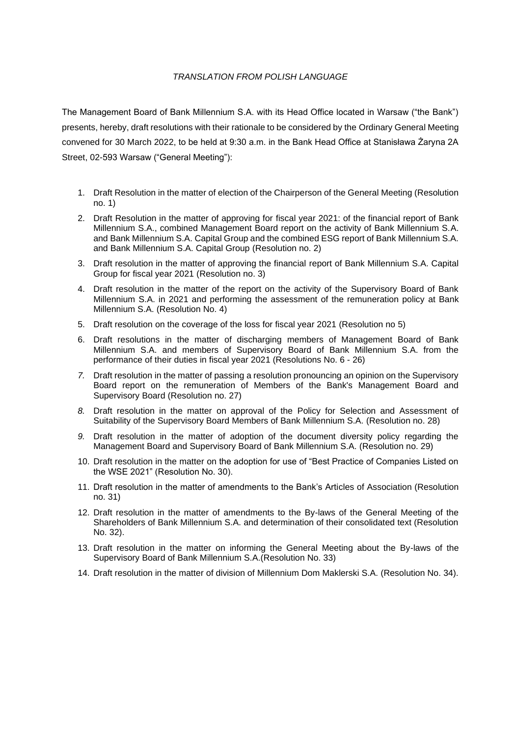*TRANSLATION FROM POLISH LANGUAGE*

The Management Board of Bank Millennium S.A. with its Head Office located in Warsaw ("the Bank") presents, hereby, draft resolutions with their rationale to be considered by the Ordinary General Meeting convened for 30 March 2022, to be held at 9:30 a.m. in the Bank Head Office at Stanisława Żaryna 2A Street, 02-593 Warsaw ("General Meeting"):

1. Draft Resolution in the matter of election of the Chairperson of the General Meeting (Resolution no. 1)
2. Draft Resolution in the matter of approving for fiscal year 2021: of the financial report of Bank Millennium S.A., combined Management Board report on the activity of Bank Millennium S.A. and Bank Millennium S.A. Capital Group and the combined ESG report of Bank Millennium S.A. and Bank Millennium S.A. Capital Group (Resolution no. 2)
3. Draft resolution in the matter of approving the financial report of Bank Millennium S.A. Capital Group for fiscal year 2021 (Resolution no. 3)
4. Draft resolution in the matter of the report on the activity of the Supervisory Board of Bank Millennium S.A. in 2021 and performing the assessment of the remuneration policy at Bank Millennium S.A. (Resolution No. 4)
5. Draft resolution on the coverage of the loss for fiscal year 2021 (Resolution no 5)
6. Draft resolutions in the matter of discharging members of Management Board of Bank Millennium S.A. and members of Supervisory Board of Bank Millennium S.A. from the performance of their duties in fiscal year 2021 (Resolutions No. 6 - 26)
7. Draft resolution in the matter of passing a resolution pronouncing an opinion on the Supervisory Board report on the remuneration of Members of the Bank's Management Board and Supervisory Board (Resolution no. 27)
8. Draft resolution in the matter on approval of the Policy for Selection and Assessment of Suitability of the Supervisory Board Members of Bank Millennium S.A. (Resolution no. 28)
9. Draft resolution in the matter of adoption of the document diversity policy regarding the Management Board and Supervisory Board of Bank Millennium S.A. (Resolution no. 29)
10. Draft resolution in the matter on the adoption for use of "Best Practice of Companies Listed on the WSE 2021" (Resolution No. 30).
11. Draft resolution in the matter of amendments to the Bank's Articles of Association (Resolution no. 31)
12. Draft resolution in the matter of amendments to the By-laws of the General Meeting of the Shareholders of Bank Millennium S.A. and determination of their consolidated text (Resolution No. 32).
13. Draft resolution in the matter on informing the General Meeting about the By-laws of the Supervisory Board of Bank Millennium S.A.(Resolution No. 33)
14. Draft resolution in the matter of division of Millennium Dom Maklerski S.A. (Resolution No. 34).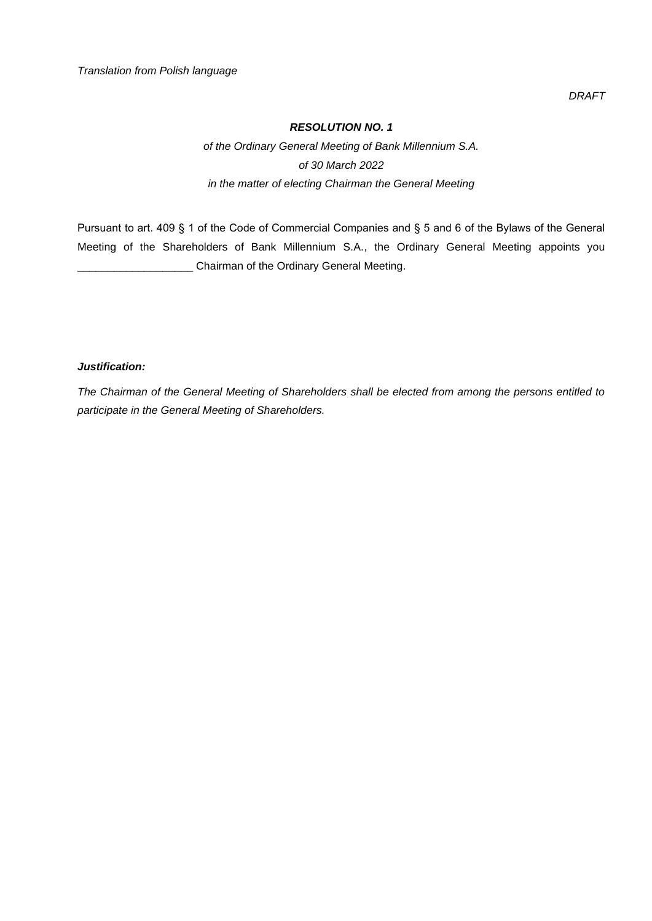*Translation from Polish language*

*DRAFT*

***RESOLUTION NO. 1***

*of the Ordinary General Meeting of Bank Millennium S.A.*
*of 30 March 2022*
*in the matter of electing Chairman the General Meeting*

Pursuant to art. 409 § 1 of the Code of Commercial Companies and § 5 and 6 of the Bylaws of the General Meeting of the Shareholders of Bank Millennium S.A., the Ordinary General Meeting appoints you ___________________ Chairman of the Ordinary General Meeting.

***Justification:***

*The Chairman of the General Meeting of Shareholders shall be elected from among the persons entitled to participate in the General Meeting of Shareholders.*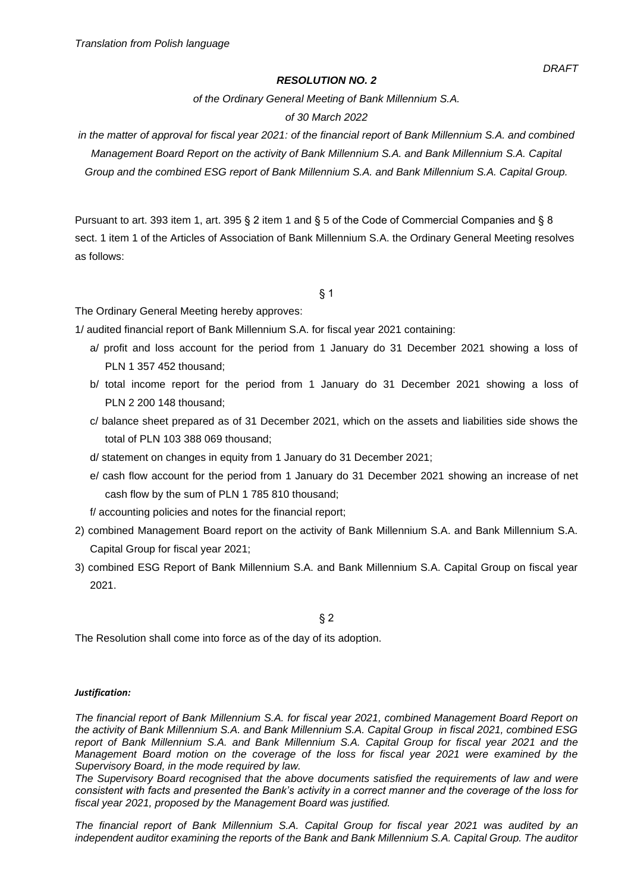*Translation from Polish language*

*DRAFT*

***RESOLUTION NO. 2***

*of the Ordinary General Meeting of Bank Millennium S.A.*

*of 30 March 2022*

*in the matter of approval for fiscal year 2021: of the financial report of Bank Millennium S.A. and combined Management Board Report on the activity of Bank Millennium S.A. and Bank Millennium S.A. Capital Group and the combined ESG report of Bank Millennium S.A. and Bank Millennium S.A. Capital Group.*

Pursuant to art. 393 item 1, art. 395 § 2 item 1 and § 5 of the Code of Commercial Companies and § 8 sect. 1 item 1 of the Articles of Association of Bank Millennium S.A. the Ordinary General Meeting resolves as follows:

§ 1

The Ordinary General Meeting hereby approves:

1/ audited financial report of Bank Millennium S.A. for fiscal year 2021 containing:

a/ profit and loss account for the period from 1 January do 31 December 2021 showing a loss of PLN 1 357 452 thousand;

b/ total income report for the period from 1 January do 31 December 2021 showing a loss of PLN 2 200 148 thousand;

c/ balance sheet prepared as of 31 December 2021, which on the assets and liabilities side shows the total of PLN 103 388 069 thousand;

d/ statement on changes in equity from 1 January do 31 December 2021;

e/ cash flow account for the period from 1 January do 31 December 2021 showing an increase of net cash flow by the sum of PLN 1 785 810 thousand;

f/ accounting policies and notes for the financial report;

2) combined Management Board report on the activity of Bank Millennium S.A. and Bank Millennium S.A. Capital Group for fiscal year 2021;

3) combined ESG Report of Bank Millennium S.A. and Bank Millennium S.A. Capital Group on fiscal year 2021.

§ 2

The Resolution shall come into force as of the day of its adoption.

***Justification:***

*The financial report of Bank Millennium S.A. for fiscal year 2021, combined Management Board Report on the activity of Bank Millennium S.A. and Bank Millennium S.A. Capital Group in fiscal 2021, combined ESG report of Bank Millennium S.A. and Bank Millennium S.A. Capital Group for fiscal year 2021 and the Management Board motion on the coverage of the loss for fiscal year 2021 were examined by the Supervisory Board, in the mode required by law.*

*The Supervisory Board recognised that the above documents satisfied the requirements of law and were consistent with facts and presented the Bank's activity in a correct manner and the coverage of the loss for fiscal year 2021, proposed by the Management Board was justified.*

*The financial report of Bank Millennium S.A. Capital Group for fiscal year 2021 was audited by an independent auditor examining the reports of the Bank and Bank Millennium S.A. Capital Group. The auditor*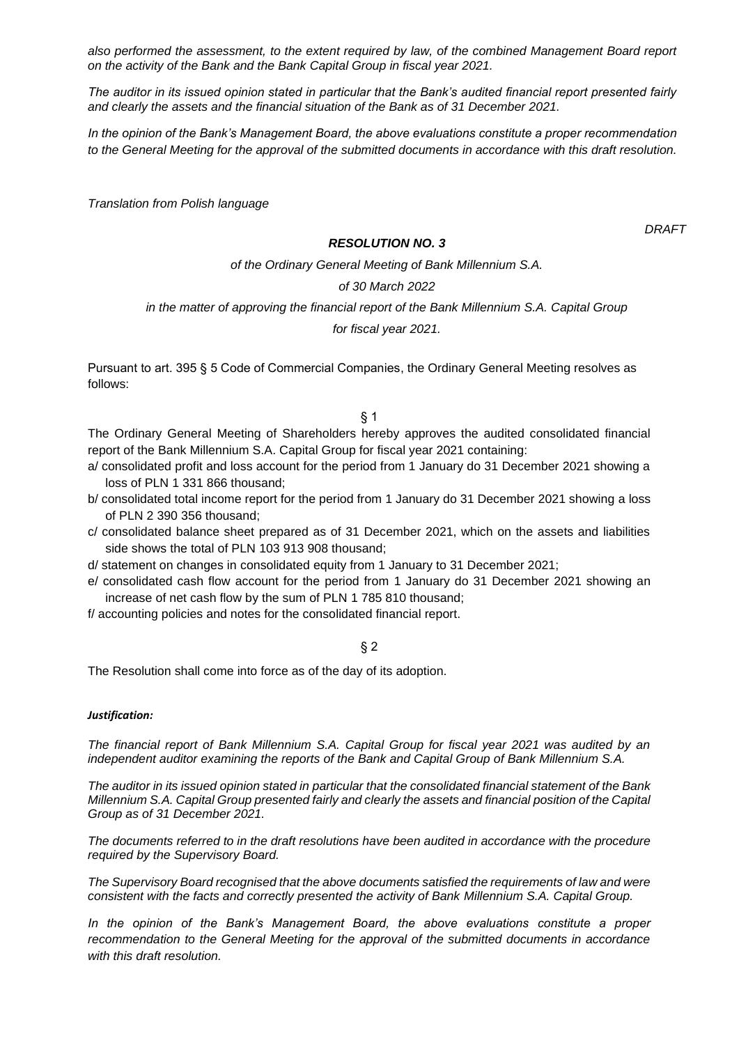*also performed the assessment, to the extent required by law, of the combined Management Board report on the activity of the Bank and the Bank Capital Group in fiscal year 2021.*

*The auditor in its issued opinion stated in particular that the Bank's audited financial report presented fairly and clearly the assets and the financial situation of the Bank as of 31 December 2021.*

*In the opinion of the Bank's Management Board, the above evaluations constitute a proper recommendation to the General Meeting for the approval of the submitted documents in accordance with this draft resolution.*

*Translation from Polish language*

*DRAFT*

***RESOLUTION NO. 3***

*of the Ordinary General Meeting of Bank Millennium S.A.*

*of 30 March 2022*

*in the matter of approving the financial report of the Bank Millennium S.A. Capital Group*

*for fiscal year 2021.*

Pursuant to art. 395 § 5 Code of Commercial Companies, the Ordinary General Meeting resolves as follows:

§ 1

The Ordinary General Meeting of Shareholders hereby approves the audited consolidated financial report of the Bank Millennium S.A. Capital Group for fiscal year 2021 containing:

a/ consolidated profit and loss account for the period from 1 January do 31 December 2021 showing a loss of PLN 1 331 866 thousand;

b/ consolidated total income report for the period from 1 January do 31 December 2021 showing a loss of PLN 2 390 356 thousand;

c/ consolidated balance sheet prepared as of 31 December 2021, which on the assets and liabilities side shows the total of PLN 103 913 908 thousand;

d/ statement on changes in consolidated equity from 1 January to 31 December 2021;

e/ consolidated cash flow account for the period from 1 January do 31 December 2021 showing an increase of net cash flow by the sum of PLN 1 785 810 thousand;

f/ accounting policies and notes for the consolidated financial report.

§ 2

The Resolution shall come into force as of the day of its adoption.

***Justification:***

*The financial report of Bank Millennium S.A. Capital Group for fiscal year 2021 was audited by an independent auditor examining the reports of the Bank and Capital Group of Bank Millennium S.A.*

*The auditor in its issued opinion stated in particular that the consolidated financial statement of the Bank Millennium S.A. Capital Group presented fairly and clearly the assets and financial position of the Capital Group as of 31 December 2021.*

*The documents referred to in the draft resolutions have been audited in accordance with the procedure required by the Supervisory Board.*

*The Supervisory Board recognised that the above documents satisfied the requirements of law and were consistent with the facts and correctly presented the activity of Bank Millennium S.A. Capital Group.*

*In the opinion of the Bank's Management Board, the above evaluations constitute a proper recommendation to the General Meeting for the approval of the submitted documents in accordance with this draft resolution.*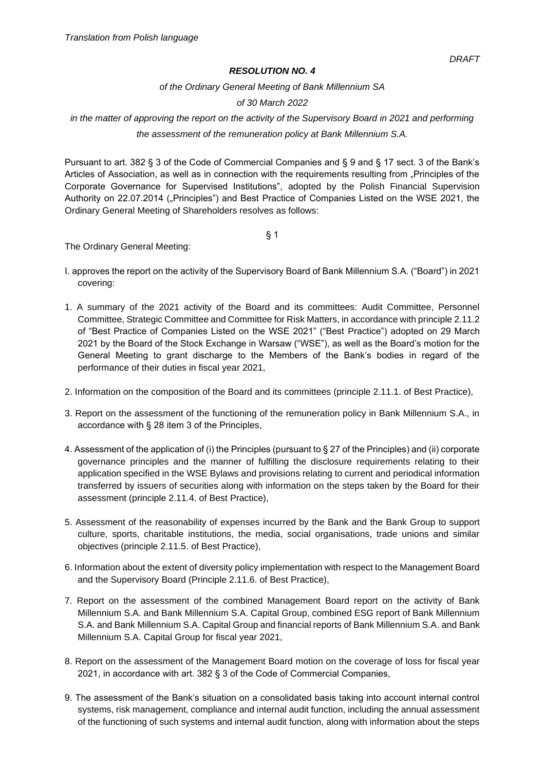*Translation from Polish language*

*DRAFT*

***RESOLUTION NO. 4***

*of the Ordinary General Meeting of Bank Millennium SA*

*of 30 March 2022*

*in the matter of approving the report on the activity of the Supervisory Board in 2021 and performing the assessment of the remuneration policy at Bank Millennium S.A.*

Pursuant to art. 382 § 3 of the Code of Commercial Companies and § 9 and § 17 sect. 3 of the Bank's Articles of Association, as well as in connection with the requirements resulting from „Principles of the Corporate Governance for Supervised Institutions", adopted by the Polish Financial Supervision Authority on 22.07.2014 („Principles") and Best Practice of Companies Listed on the WSE 2021, the Ordinary General Meeting of Shareholders resolves as follows:

§ 1

The Ordinary General Meeting:

I. approves the report on the activity of the Supervisory Board of Bank Millennium S.A. ("Board") in 2021 covering:

1. A summary of the 2021 activity of the Board and its committees: Audit Committee, Personnel Committee, Strategic Committee and Committee for Risk Matters, in accordance with principle 2.11.2 of "Best Practice of Companies Listed on the WSE 2021" ("Best Practice") adopted on 29 March 2021 by the Board of the Stock Exchange in Warsaw ("WSE"), as well as the Board's motion for the General Meeting to grant discharge to the Members of the Bank's bodies in regard of the performance of their duties in fiscal year 2021,

2. Information on the composition of the Board and its committees (principle 2.11.1. of Best Practice),

3. Report on the assessment of the functioning of the remuneration policy in Bank Millennium S.A., in accordance with § 28 item 3 of the Principles,

4. Assessment of the application of (i) the Principles (pursuant to § 27 of the Principles) and (ii) corporate governance principles and the manner of fulfilling the disclosure requirements relating to their application specified in the WSE Bylaws and provisions relating to current and periodical information transferred by issuers of securities along with information on the steps taken by the Board for their assessment (principle 2.11.4. of Best Practice),

5. Assessment of the reasonability of expenses incurred by the Bank and the Bank Group to support culture, sports, charitable institutions, the media, social organisations, trade unions and similar objectives (principle 2.11.5. of Best Practice),

6. Information about the extent of diversity policy implementation with respect to the Management Board and the Supervisory Board (Principle 2.11.6. of Best Practice),

7. Report on the assessment of the combined Management Board report on the activity of Bank Millennium S.A. and Bank Millennium S.A. Capital Group, combined ESG report of Bank Millennium S.A. and Bank Millennium S.A. Capital Group and financial reports of Bank Millennium S.A. and Bank Millennium S.A. Capital Group for fiscal year 2021,

8. Report on the assessment of the Management Board motion on the coverage of loss for fiscal year 2021, in accordance with art. 382 § 3 of the Code of Commercial Companies,

9. The assessment of the Bank's situation on a consolidated basis taking into account internal control systems, risk management, compliance and internal audit function, including the annual assessment of the functioning of such systems and internal audit function, along with information about the steps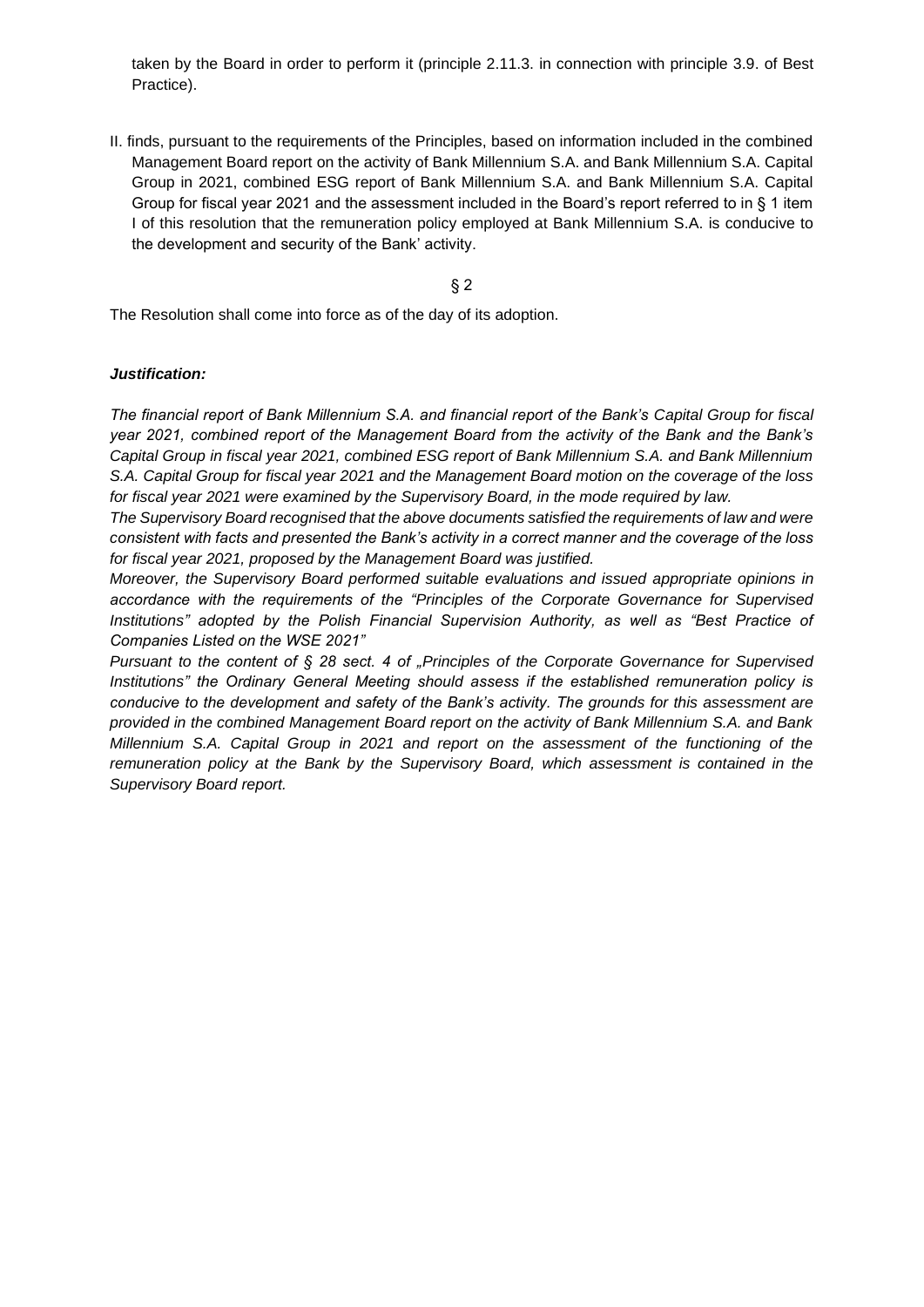taken by the Board in order to perform it (principle 2.11.3. in connection with principle 3.9. of Best Practice).

II. finds, pursuant to the requirements of the Principles, based on information included in the combined Management Board report on the activity of Bank Millennium S.A. and Bank Millennium S.A. Capital Group in 2021, combined ESG report of Bank Millennium S.A. and Bank Millennium S.A. Capital Group for fiscal year 2021 and the assessment included in the Board's report referred to in § 1 item I of this resolution that the remuneration policy employed at Bank Millennium S.A. is conducive to the development and security of the Bank' activity.

§ 2

The Resolution shall come into force as of the day of its adoption.

***Justification:***

*The financial report of Bank Millennium S.A. and financial report of the Bank's Capital Group for fiscal year 2021, combined report of the Management Board from the activity of the Bank and the Bank's Capital Group in fiscal year 2021, combined ESG report of Bank Millennium S.A. and Bank Millennium S.A. Capital Group for fiscal year 2021 and the Management Board motion on the coverage of the loss for fiscal year 2021 were examined by the Supervisory Board, in the mode required by law.*

*The Supervisory Board recognised that the above documents satisfied the requirements of law and were consistent with facts and presented the Bank's activity in a correct manner and the coverage of the loss for fiscal year 2021, proposed by the Management Board was justified.*

*Moreover, the Supervisory Board performed suitable evaluations and issued appropriate opinions in accordance with the requirements of the "Principles of the Corporate Governance for Supervised Institutions" adopted by the Polish Financial Supervision Authority, as well as "Best Practice of Companies Listed on the WSE 2021"*

*Pursuant to the content of § 28 sect. 4 of „Principles of the Corporate Governance for Supervised Institutions" the Ordinary General Meeting should assess if the established remuneration policy is conducive to the development and safety of the Bank's activity. The grounds for this assessment are provided in the combined Management Board report on the activity of Bank Millennium S.A. and Bank Millennium S.A. Capital Group in 2021 and report on the assessment of the functioning of the remuneration policy at the Bank by the Supervisory Board, which assessment is contained in the Supervisory Board report.*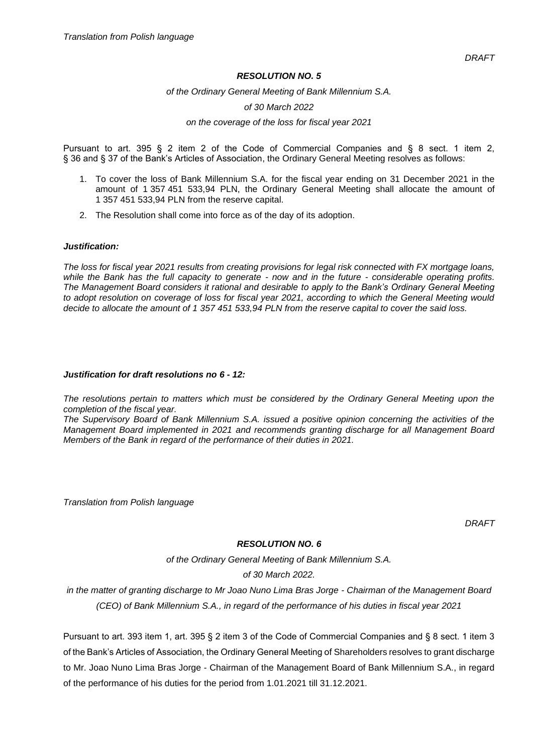*Translation from Polish language*

*DRAFT*

## *RESOLUTION NO. 5*

*of the Ordinary General Meeting of Bank Millennium S.A.*

*of 30 March 2022*

*on the coverage of the loss for fiscal year 2021*

Pursuant to art. 395 § 2 item 2 of the Code of Commercial Companies and § 8 sect. 1 item 2, § 36 and § 37 of the Bank's Articles of Association, the Ordinary General Meeting resolves as follows:

1. To cover the loss of Bank Millennium S.A. for the fiscal year ending on 31 December 2021 in the amount of 1 357 451 533,94 PLN, the Ordinary General Meeting shall allocate the amount of 1 357 451 533,94 PLN from the reserve capital.
2. The Resolution shall come into force as of the day of its adoption.

***Justification:***

*The loss for fiscal year 2021 results from creating provisions for legal risk connected with FX mortgage loans, while the Bank has the full capacity to generate - now and in the future - considerable operating profits. The Management Board considers it rational and desirable to apply to the Bank's Ordinary General Meeting to adopt resolution on coverage of loss for fiscal year 2021, according to which the General Meeting would decide to allocate the amount of 1 357 451 533,94 PLN from the reserve capital to cover the said loss.*

***Justification for draft resolutions no 6 - 12:***

*The resolutions pertain to matters which must be considered by the Ordinary General Meeting upon the completion of the fiscal year.*
*The Supervisory Board of Bank Millennium S.A. issued a positive opinion concerning the activities of the Management Board implemented in 2021 and recommends granting discharge for all Management Board Members of the Bank in regard of the performance of their duties in 2021.*

*Translation from Polish language*

*DRAFT*

## *RESOLUTION NO. 6*

*of the Ordinary General Meeting of Bank Millennium S.A.*

*of 30 March 2022.*

*in the matter of granting discharge to Mr Joao Nuno Lima Bras Jorge - Chairman of the Management Board (CEO) of Bank Millennium S.A., in regard of the performance of his duties in fiscal year 2021*

Pursuant to art. 393 item 1, art. 395 § 2 item 3 of the Code of Commercial Companies and § 8 sect. 1 item 3 of the Bank's Articles of Association, the Ordinary General Meeting of Shareholders resolves to grant discharge to Mr. Joao Nuno Lima Bras Jorge - Chairman of the Management Board of Bank Millennium S.A., in regard of the performance of his duties for the period from 1.01.2021 till 31.12.2021.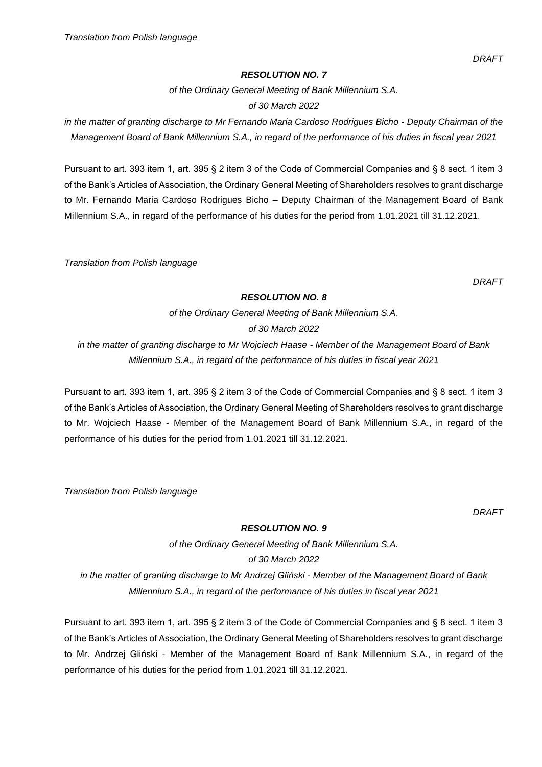*Translation from Polish language*

*DRAFT*

***RESOLUTION NO. 7***

*of the Ordinary General Meeting of Bank Millennium S.A.*

*of 30 March 2022*

*in the matter of granting discharge to Mr Fernando Maria Cardoso Rodrigues Bicho - Deputy Chairman of the Management Board of Bank Millennium S.A., in regard of the performance of his duties in fiscal year 2021*

Pursuant to art. 393 item 1, art. 395 § 2 item 3 of the Code of Commercial Companies and § 8 sect. 1 item 3 of the Bank's Articles of Association, the Ordinary General Meeting of Shareholders resolves to grant discharge to Mr. Fernando Maria Cardoso Rodrigues Bicho – Deputy Chairman of the Management Board of Bank Millennium S.A., in regard of the performance of his duties for the period from 1.01.2021 till 31.12.2021.

*Translation from Polish language*

*DRAFT*

***RESOLUTION NO. 8***

*of the Ordinary General Meeting of Bank Millennium S.A.*

*of 30 March 2022*

*in the matter of granting discharge to Mr Wojciech Haase - Member of the Management Board of Bank Millennium S.A., in regard of the performance of his duties in fiscal year 2021*

Pursuant to art. 393 item 1, art. 395 § 2 item 3 of the Code of Commercial Companies and § 8 sect. 1 item 3 of the Bank's Articles of Association, the Ordinary General Meeting of Shareholders resolves to grant discharge to Mr. Wojciech Haase - Member of the Management Board of Bank Millennium S.A., in regard of the performance of his duties for the period from 1.01.2021 till 31.12.2021.

*Translation from Polish language*

*DRAFT*

***RESOLUTION NO. 9***

*of the Ordinary General Meeting of Bank Millennium S.A.*

*of 30 March 2022*

*in the matter of granting discharge to Mr Andrzej Gliński - Member of the Management Board of Bank Millennium S.A., in regard of the performance of his duties in fiscal year 2021*

Pursuant to art. 393 item 1, art. 395 § 2 item 3 of the Code of Commercial Companies and § 8 sect. 1 item 3 of the Bank's Articles of Association, the Ordinary General Meeting of Shareholders resolves to grant discharge to Mr. Andrzej Gliński - Member of the Management Board of Bank Millennium S.A., in regard of the performance of his duties for the period from 1.01.2021 till 31.12.2021.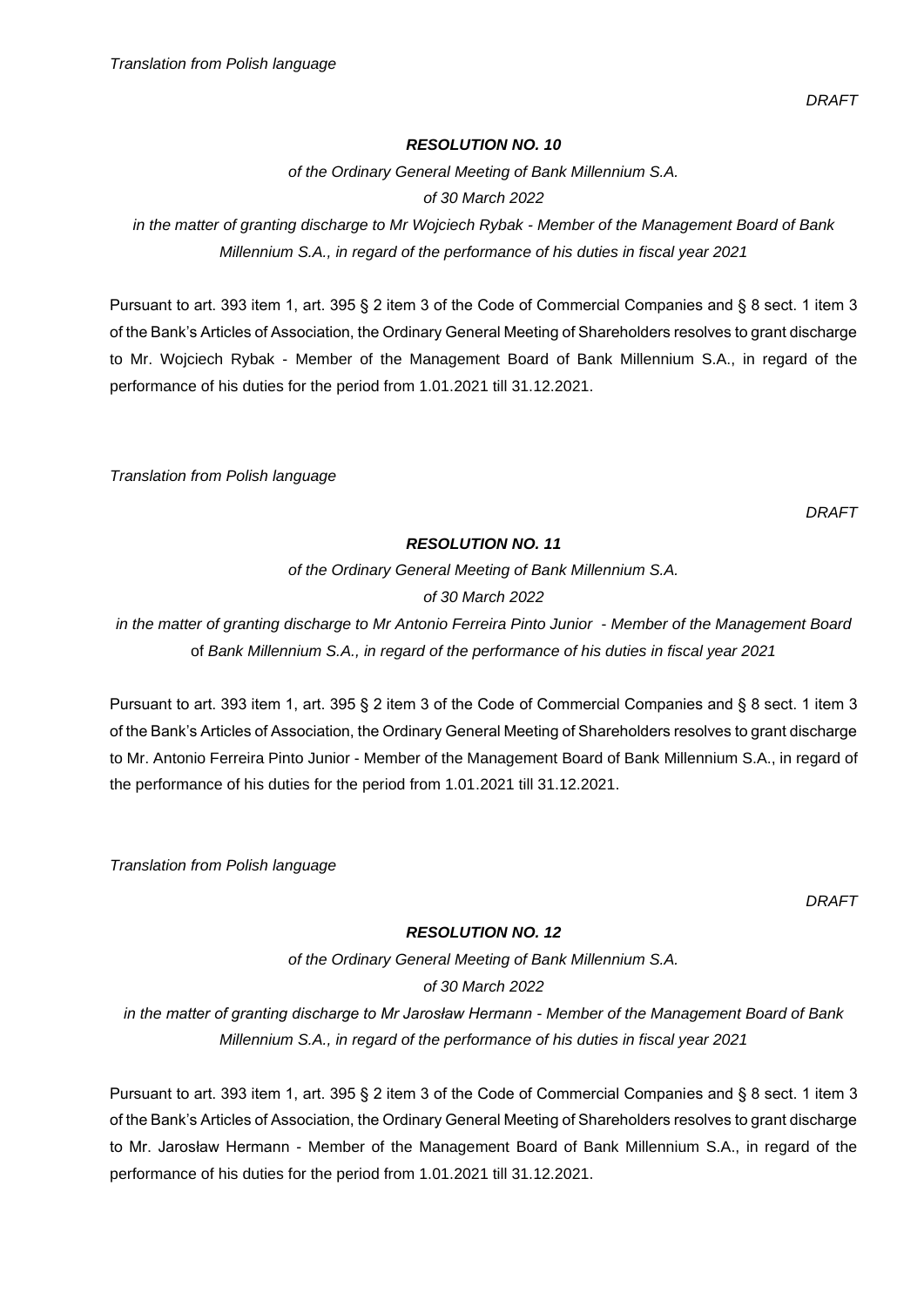*Translation from Polish language*

*DRAFT*

***RESOLUTION NO. 10***

*of the Ordinary General Meeting of Bank Millennium S.A.*

*of 30 March 2022*

*in the matter of granting discharge to Mr Wojciech Rybak - Member of the Management Board of Bank Millennium S.A., in regard of the performance of his duties in fiscal year 2021*

Pursuant to art. 393 item 1, art. 395 § 2 item 3 of the Code of Commercial Companies and § 8 sect. 1 item 3 of the Bank's Articles of Association, the Ordinary General Meeting of Shareholders resolves to grant discharge to Mr. Wojciech Rybak - Member of the Management Board of Bank Millennium S.A., in regard of the performance of his duties for the period from 1.01.2021 till 31.12.2021.

*Translation from Polish language*

*DRAFT*

***RESOLUTION NO. 11***

*of the Ordinary General Meeting of Bank Millennium S.A.*

*of 30 March 2022*

*in the matter of granting discharge to Mr Antonio Ferreira Pinto Junior - Member of the Management Board* of *Bank Millennium S.A., in regard of the performance of his duties in fiscal year 2021*

Pursuant to art. 393 item 1, art. 395 § 2 item 3 of the Code of Commercial Companies and § 8 sect. 1 item 3 of the Bank's Articles of Association, the Ordinary General Meeting of Shareholders resolves to grant discharge to Mr. Antonio Ferreira Pinto Junior - Member of the Management Board of Bank Millennium S.A., in regard of the performance of his duties for the period from 1.01.2021 till 31.12.2021.

*Translation from Polish language*

*DRAFT*

***RESOLUTION NO. 12***

*of the Ordinary General Meeting of Bank Millennium S.A.*

*of 30 March 2022*

*in the matter of granting discharge to Mr Jarosław Hermann - Member of the Management Board of Bank Millennium S.A., in regard of the performance of his duties in fiscal year 2021*

Pursuant to art. 393 item 1, art. 395 § 2 item 3 of the Code of Commercial Companies and § 8 sect. 1 item 3 of the Bank's Articles of Association, the Ordinary General Meeting of Shareholders resolves to grant discharge to Mr. Jarosław Hermann - Member of the Management Board of Bank Millennium S.A., in regard of the performance of his duties for the period from 1.01.2021 till 31.12.2021.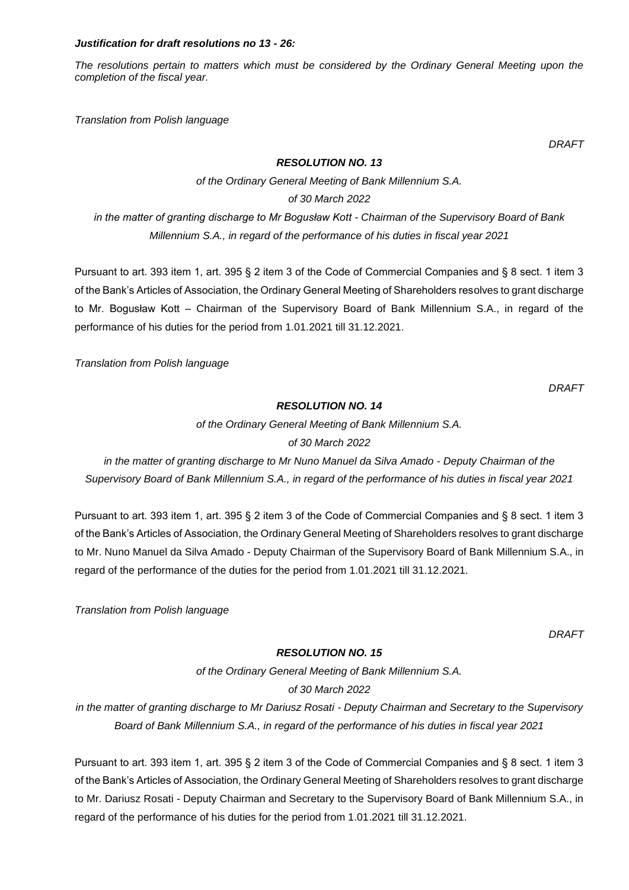***Justification for draft resolutions no 13 - 26:***

*The resolutions pertain to matters which must be considered by the Ordinary General Meeting upon the completion of the fiscal year.*

*Translation from Polish language*

*DRAFT*

***RESOLUTION NO. 13***

*of the Ordinary General Meeting of Bank Millennium S.A.*

*of 30 March 2022*

*in the matter of granting discharge to Mr Bogusław Kott - Chairman of the Supervisory Board of Bank Millennium S.A., in regard of the performance of his duties in fiscal year 2021*

Pursuant to art. 393 item 1, art. 395 § 2 item 3 of the Code of Commercial Companies and § 8 sect. 1 item 3 of the Bank's Articles of Association, the Ordinary General Meeting of Shareholders resolves to grant discharge to Mr. Bogusław Kott – Chairman of the Supervisory Board of Bank Millennium S.A., in regard of the performance of his duties for the period from 1.01.2021 till 31.12.2021.

*Translation from Polish language*

*DRAFT*

***RESOLUTION NO. 14***

*of the Ordinary General Meeting of Bank Millennium S.A.*

*of 30 March 2022*

*in the matter of granting discharge to Mr Nuno Manuel da Silva Amado - Deputy Chairman of the Supervisory Board of Bank Millennium S.A., in regard of the performance of his duties in fiscal year 2021*

Pursuant to art. 393 item 1, art. 395 § 2 item 3 of the Code of Commercial Companies and § 8 sect. 1 item 3 of the Bank's Articles of Association, the Ordinary General Meeting of Shareholders resolves to grant discharge to Mr. Nuno Manuel da Silva Amado - Deputy Chairman of the Supervisory Board of Bank Millennium S.A., in regard of the performance of the duties for the period from 1.01.2021 till 31.12.2021.

*Translation from Polish language*

*DRAFT*

***RESOLUTION NO. 15***

*of the Ordinary General Meeting of Bank Millennium S.A.*

*of 30 March 2022*

*in the matter of granting discharge to Mr Dariusz Rosati - Deputy Chairman and Secretary to the Supervisory Board of Bank Millennium S.A., in regard of the performance of his duties in fiscal year 2021*

Pursuant to art. 393 item 1, art. 395 § 2 item 3 of the Code of Commercial Companies and § 8 sect. 1 item 3 of the Bank's Articles of Association, the Ordinary General Meeting of Shareholders resolves to grant discharge to Mr. Dariusz Rosati - Deputy Chairman and Secretary to the Supervisory Board of Bank Millennium S.A., in regard of the performance of his duties for the period from 1.01.2021 till 31.12.2021.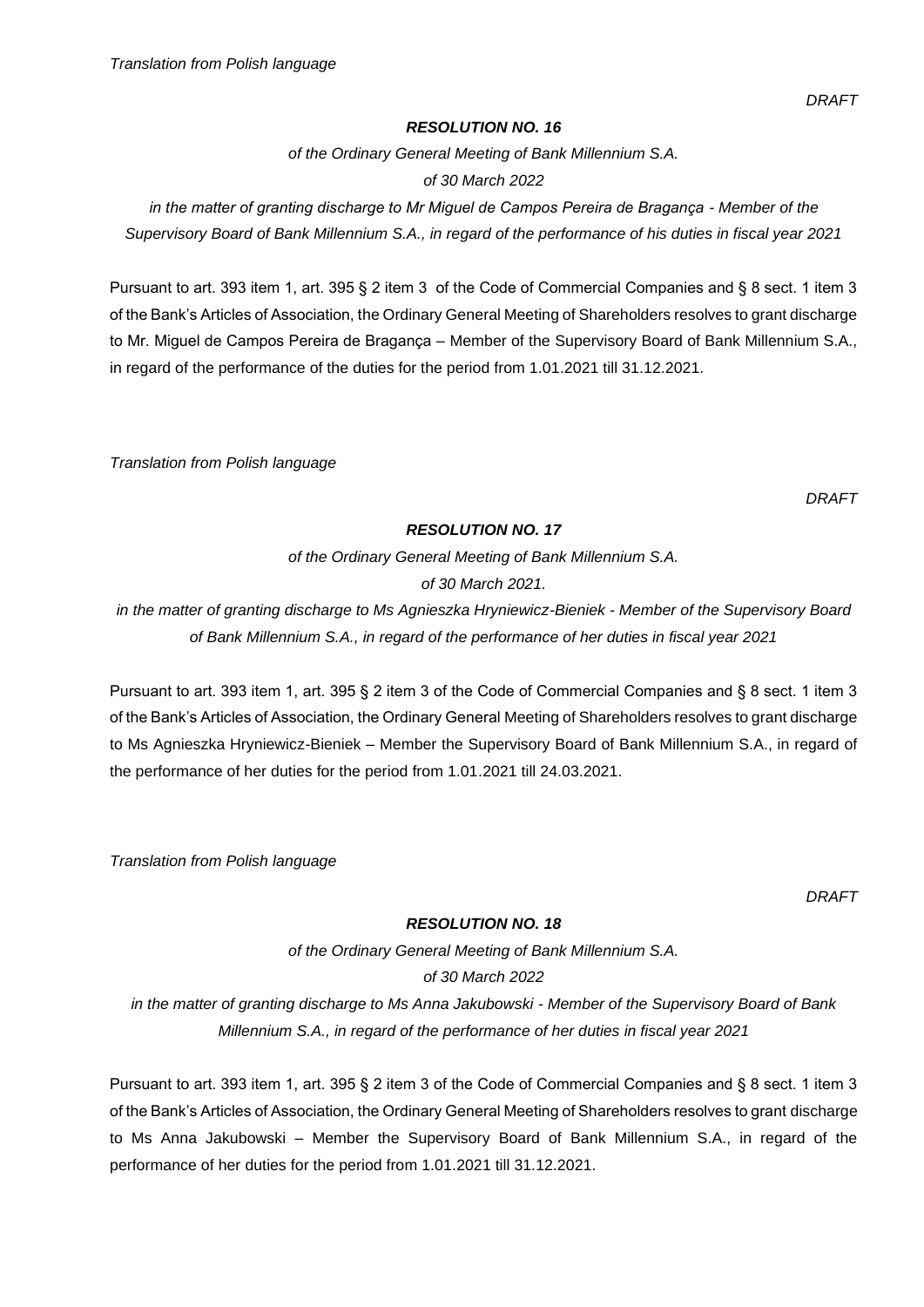*Translation from Polish language*

*DRAFT*

***RESOLUTION NO. 16***

*of the Ordinary General Meeting of Bank Millennium S.A.*

*of 30 March 2022*

*in the matter of granting discharge to Mr Miguel de Campos Pereira de Bragança - Member of the Supervisory Board of Bank Millennium S.A., in regard of the performance of his duties in fiscal year 2021*

Pursuant to art. 393 item 1, art. 395 § 2 item 3 of the Code of Commercial Companies and § 8 sect. 1 item 3 of the Bank's Articles of Association, the Ordinary General Meeting of Shareholders resolves to grant discharge to Mr. Miguel de Campos Pereira de Bragança – Member of the Supervisory Board of Bank Millennium S.A., in regard of the performance of the duties for the period from 1.01.2021 till 31.12.2021.

*Translation from Polish language*

*DRAFT*

***RESOLUTION NO. 17***

*of the Ordinary General Meeting of Bank Millennium S.A.*

*of 30 March 2021.*

*in the matter of granting discharge to Ms Agnieszka Hryniewicz-Bieniek - Member of the Supervisory Board of Bank Millennium S.A., in regard of the performance of her duties in fiscal year 2021*

Pursuant to art. 393 item 1, art. 395 § 2 item 3 of the Code of Commercial Companies and § 8 sect. 1 item 3 of the Bank's Articles of Association, the Ordinary General Meeting of Shareholders resolves to grant discharge to Ms Agnieszka Hryniewicz-Bieniek – Member the Supervisory Board of Bank Millennium S.A., in regard of the performance of her duties for the period from 1.01.2021 till 24.03.2021.

*Translation from Polish language*

*DRAFT*

***RESOLUTION NO. 18***

*of the Ordinary General Meeting of Bank Millennium S.A.*

*of 30 March 2022*

*in the matter of granting discharge to Ms Anna Jakubowski - Member of the Supervisory Board of Bank Millennium S.A., in regard of the performance of her duties in fiscal year 2021*

Pursuant to art. 393 item 1, art. 395 § 2 item 3 of the Code of Commercial Companies and § 8 sect. 1 item 3 of the Bank's Articles of Association, the Ordinary General Meeting of Shareholders resolves to grant discharge to Ms Anna Jakubowski – Member the Supervisory Board of Bank Millennium S.A., in regard of the performance of her duties for the period from 1.01.2021 till 31.12.2021.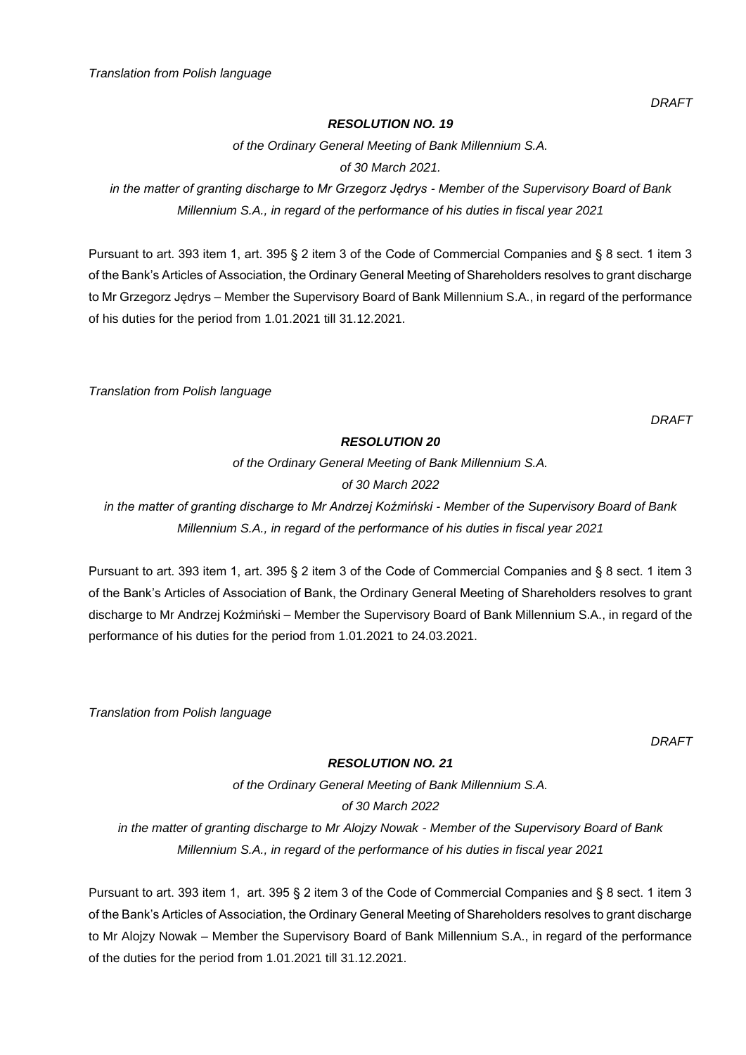*Translation from Polish language*

*DRAFT*

***RESOLUTION NO. 19***

*of the Ordinary General Meeting of Bank Millennium S.A.*

*of 30 March 2021.*

*in the matter of granting discharge to Mr Grzegorz Jędrys - Member of the Supervisory Board of Bank Millennium S.A., in regard of the performance of his duties in fiscal year 2021*

Pursuant to art. 393 item 1, art. 395 § 2 item 3 of the Code of Commercial Companies and § 8 sect. 1 item 3 of the Bank's Articles of Association, the Ordinary General Meeting of Shareholders resolves to grant discharge to Mr Grzegorz Jędrys – Member the Supervisory Board of Bank Millennium S.A., in regard of the performance of his duties for the period from 1.01.2021 till 31.12.2021.

*Translation from Polish language*

*DRAFT*

***RESOLUTION 20***

*of the Ordinary General Meeting of Bank Millennium S.A.*

*of 30 March 2022*

*in the matter of granting discharge to Mr Andrzej Koźmiński - Member of the Supervisory Board of Bank Millennium S.A., in regard of the performance of his duties in fiscal year 2021*

Pursuant to art. 393 item 1, art. 395 § 2 item 3 of the Code of Commercial Companies and § 8 sect. 1 item 3 of the Bank's Articles of Association of Bank, the Ordinary General Meeting of Shareholders resolves to grant discharge to Mr Andrzej Koźmiński – Member the Supervisory Board of Bank Millennium S.A., in regard of the performance of his duties for the period from 1.01.2021 to 24.03.2021.

*Translation from Polish language*

*DRAFT*

***RESOLUTION NO. 21***

*of the Ordinary General Meeting of Bank Millennium S.A.*

*of 30 March 2022*

*in the matter of granting discharge to Mr Alojzy Nowak - Member of the Supervisory Board of Bank Millennium S.A., in regard of the performance of his duties in fiscal year 2021*

Pursuant to art. 393 item 1, art. 395 § 2 item 3 of the Code of Commercial Companies and § 8 sect. 1 item 3 of the Bank's Articles of Association, the Ordinary General Meeting of Shareholders resolves to grant discharge to Mr Alojzy Nowak – Member the Supervisory Board of Bank Millennium S.A., in regard of the performance of the duties for the period from 1.01.2021 till 31.12.2021.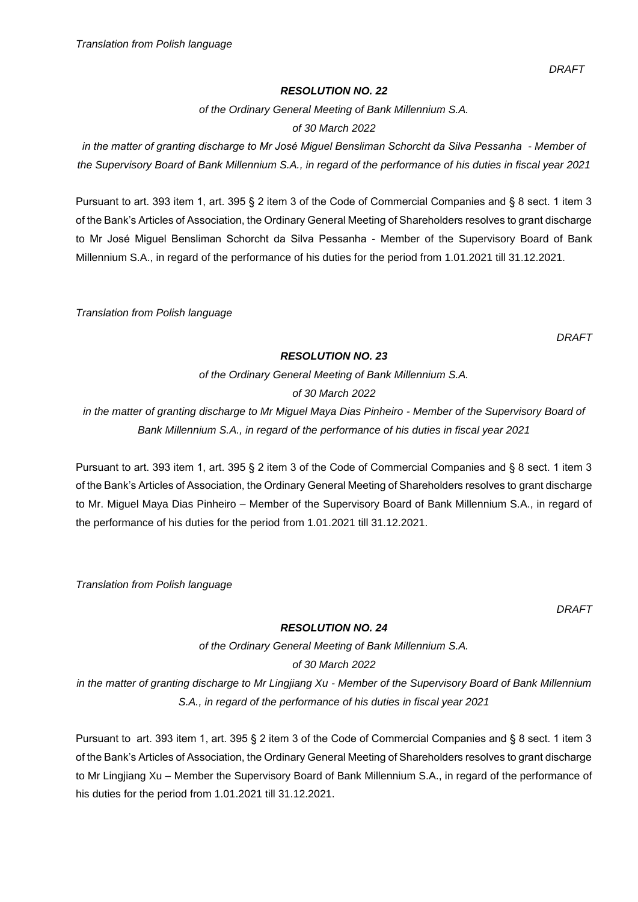*Translation from Polish language*

*DRAFT*

***RESOLUTION NO. 22***

*of the Ordinary General Meeting of Bank Millennium S.A.*

*of 30 March 2022*

*in the matter of granting discharge to Mr José Miguel Bensliman Schorcht da Silva Pessanha - Member of the Supervisory Board of Bank Millennium S.A., in regard of the performance of his duties in fiscal year 2021*

Pursuant to art. 393 item 1, art. 395 § 2 item 3 of the Code of Commercial Companies and § 8 sect. 1 item 3 of the Bank's Articles of Association, the Ordinary General Meeting of Shareholders resolves to grant discharge to Mr José Miguel Bensliman Schorcht da Silva Pessanha - Member of the Supervisory Board of Bank Millennium S.A., in regard of the performance of his duties for the period from 1.01.2021 till 31.12.2021.

*Translation from Polish language*

*DRAFT*

***RESOLUTION NO. 23***

*of the Ordinary General Meeting of Bank Millennium S.A.*

*of 30 March 2022*

*in the matter of granting discharge to Mr Miguel Maya Dias Pinheiro - Member of the Supervisory Board of Bank Millennium S.A., in regard of the performance of his duties in fiscal year 2021*

Pursuant to art. 393 item 1, art. 395 § 2 item 3 of the Code of Commercial Companies and § 8 sect. 1 item 3 of the Bank's Articles of Association, the Ordinary General Meeting of Shareholders resolves to grant discharge to Mr. Miguel Maya Dias Pinheiro – Member of the Supervisory Board of Bank Millennium S.A., in regard of the performance of his duties for the period from 1.01.2021 till 31.12.2021.

*Translation from Polish language*

*DRAFT*

***RESOLUTION NO. 24***

*of the Ordinary General Meeting of Bank Millennium S.A.*

*of 30 March 2022*

*in the matter of granting discharge to Mr Lingjiang Xu - Member of the Supervisory Board of Bank Millennium S.A., in regard of the performance of his duties in fiscal year 2021*

Pursuant to art. 393 item 1, art. 395 § 2 item 3 of the Code of Commercial Companies and § 8 sect. 1 item 3 of the Bank's Articles of Association, the Ordinary General Meeting of Shareholders resolves to grant discharge to Mr Lingjiang Xu – Member the Supervisory Board of Bank Millennium S.A., in regard of the performance of his duties for the period from 1.01.2021 till 31.12.2021.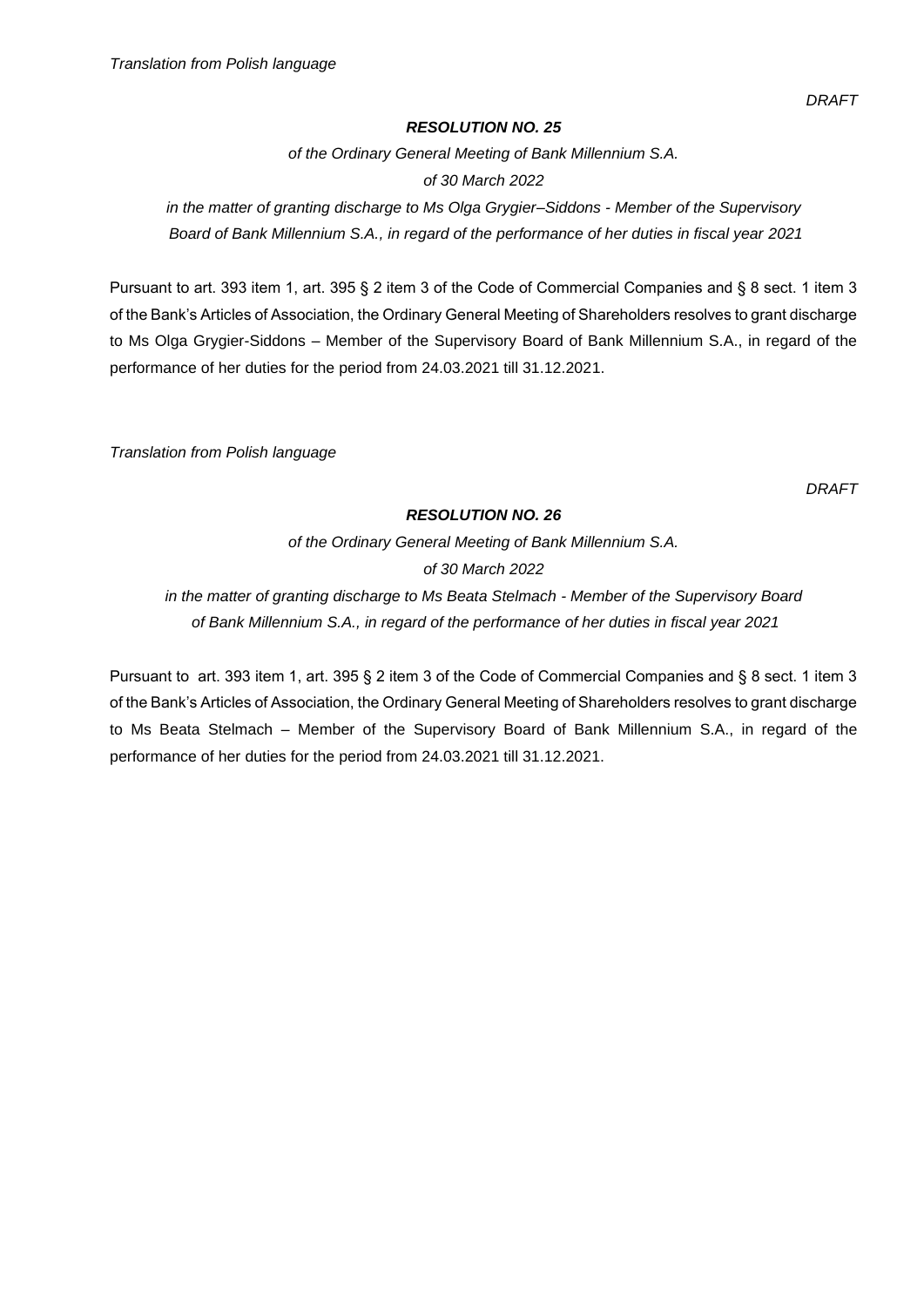*Translation from Polish language*

*DRAFT*

***RESOLUTION NO. 25***

*of the Ordinary General Meeting of Bank Millennium S.A.*

*of 30 March 2022*

*in the matter of granting discharge to Ms Olga Grygier–Siddons - Member of the Supervisory Board of Bank Millennium S.A., in regard of the performance of her duties in fiscal year 2021*

Pursuant to art. 393 item 1, art. 395 § 2 item 3 of the Code of Commercial Companies and § 8 sect. 1 item 3 of the Bank's Articles of Association, the Ordinary General Meeting of Shareholders resolves to grant discharge to Ms Olga Grygier-Siddons – Member of the Supervisory Board of Bank Millennium S.A., in regard of the performance of her duties for the period from 24.03.2021 till 31.12.2021.

*Translation from Polish language*

*DRAFT*

***RESOLUTION NO. 26***

*of the Ordinary General Meeting of Bank Millennium S.A.*

*of 30 March 2022*

*in the matter of granting discharge to Ms Beata Stelmach - Member of the Supervisory Board of Bank Millennium S.A., in regard of the performance of her duties in fiscal year 2021*

Pursuant to art. 393 item 1, art. 395 § 2 item 3 of the Code of Commercial Companies and § 8 sect. 1 item 3 of the Bank's Articles of Association, the Ordinary General Meeting of Shareholders resolves to grant discharge to Ms Beata Stelmach – Member of the Supervisory Board of Bank Millennium S.A., in regard of the performance of her duties for the period from 24.03.2021 till 31.12.2021.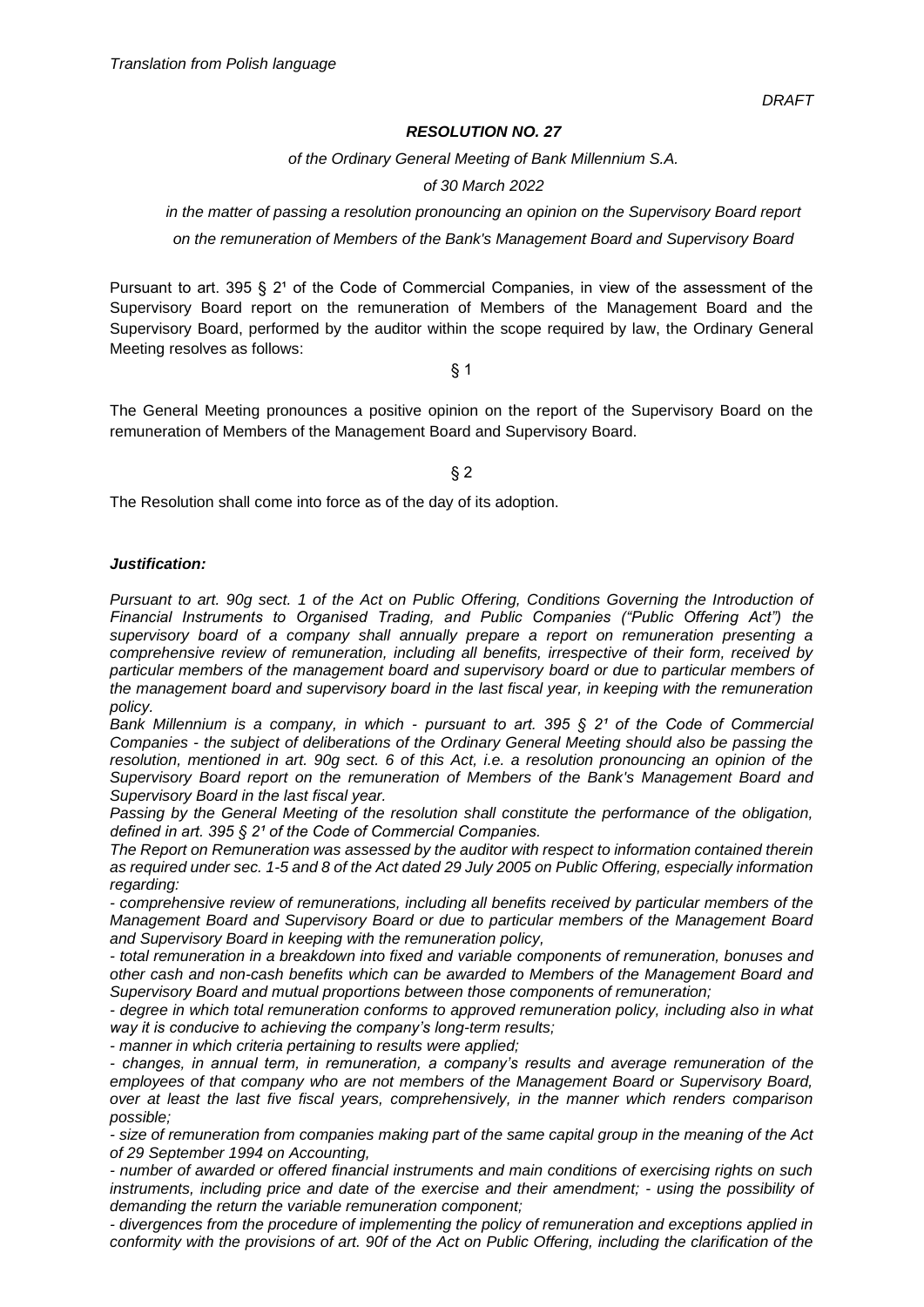*Translation from Polish language*

*DRAFT*

***RESOLUTION NO. 27***

*of the Ordinary General Meeting of Bank Millennium S.A.*

*of 30 March 2022*

*in the matter of passing a resolution pronouncing an opinion on the Supervisory Board report on the remuneration of Members of the Bank's Management Board and Supervisory Board*

Pursuant to art. 395 § 2¹ of the Code of Commercial Companies, in view of the assessment of the Supervisory Board report on the remuneration of Members of the Management Board and the Supervisory Board, performed by the auditor within the scope required by law, the Ordinary General Meeting resolves as follows:

§ 1

The General Meeting pronounces a positive opinion on the report of the Supervisory Board on the remuneration of Members of the Management Board and Supervisory Board.

§ 2

The Resolution shall come into force as of the day of its adoption.

***Justification:***

*Pursuant to art. 90g sect. 1 of the Act on Public Offering, Conditions Governing the Introduction of Financial Instruments to Organised Trading, and Public Companies ("Public Offering Act") the supervisory board of a company shall annually prepare a report on remuneration presenting a comprehensive review of remuneration, including all benefits, irrespective of their form, received by particular members of the management board and supervisory board or due to particular members of the management board and supervisory board in the last fiscal year, in keeping with the remuneration policy.*

*Bank Millennium is a company, in which - pursuant to art. 395 § 2¹ of the Code of Commercial Companies - the subject of deliberations of the Ordinary General Meeting should also be passing the resolution, mentioned in art. 90g sect. 6 of this Act, i.e. a resolution pronouncing an opinion of the Supervisory Board report on the remuneration of Members of the Bank's Management Board and Supervisory Board in the last fiscal year.*

*Passing by the General Meeting of the resolution shall constitute the performance of the obligation, defined in art. 395 § 2¹ of the Code of Commercial Companies.*

*The Report on Remuneration was assessed by the auditor with respect to information contained therein as required under sec. 1-5 and 8 of the Act dated 29 July 2005 on Public Offering, especially information regarding:*

*- comprehensive review of remunerations, including all benefits received by particular members of the Management Board and Supervisory Board or due to particular members of the Management Board and Supervisory Board in keeping with the remuneration policy,*

*- total remuneration in a breakdown into fixed and variable components of remuneration, bonuses and other cash and non-cash benefits which can be awarded to Members of the Management Board and Supervisory Board and mutual proportions between those components of remuneration;*

*- degree in which total remuneration conforms to approved remuneration policy, including also in what way it is conducive to achieving the company's long-term results;*

*- manner in which criteria pertaining to results were applied;*

*- changes, in annual term, in remuneration, a company's results and average remuneration of the employees of that company who are not members of the Management Board or Supervisory Board, over at least the last five fiscal years, comprehensively, in the manner which renders comparison possible;*

*- size of remuneration from companies making part of the same capital group in the meaning of the Act of 29 September 1994 on Accounting,*

*- number of awarded or offered financial instruments and main conditions of exercising rights on such instruments, including price and date of the exercise and their amendment; - using the possibility of demanding the return the variable remuneration component;*

*- divergences from the procedure of implementing the policy of remuneration and exceptions applied in conformity with the provisions of art. 90f of the Act on Public Offering, including the clarification of the*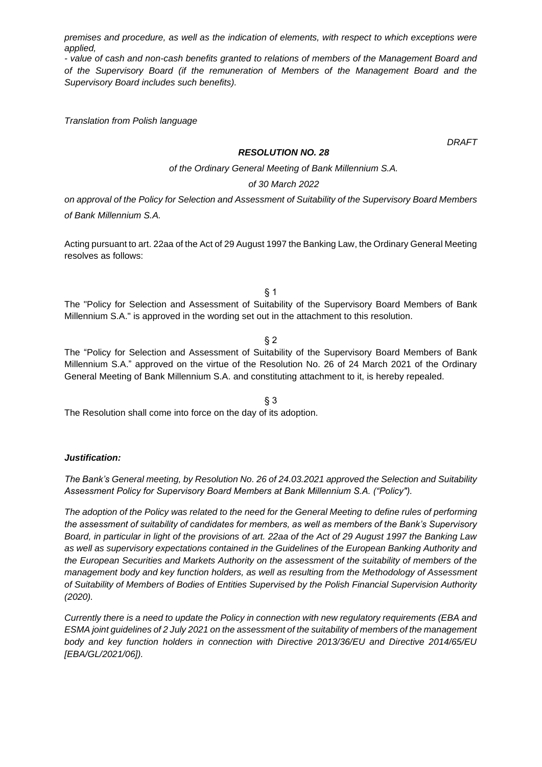*premises and procedure, as well as the indication of elements, with respect to which exceptions were applied,*

*- value of cash and non-cash benefits granted to relations of members of the Management Board and of the Supervisory Board (if the remuneration of Members of the Management Board and the Supervisory Board includes such benefits).*

*Translation from Polish language*

*DRAFT*

***RESOLUTION NO. 28***

*of the Ordinary General Meeting of Bank Millennium S.A.*

*of 30 March 2022*

*on approval of the Policy for Selection and Assessment of Suitability of the Supervisory Board Members of Bank Millennium S.A.*

Acting pursuant to art. 22aa of the Act of 29 August 1997 the Banking Law, the Ordinary General Meeting resolves as follows:

§ 1

The "Policy for Selection and Assessment of Suitability of the Supervisory Board Members of Bank Millennium S.A." is approved in the wording set out in the attachment to this resolution.

§ 2

The "Policy for Selection and Assessment of Suitability of the Supervisory Board Members of Bank Millennium S.A." approved on the virtue of the Resolution No. 26 of 24 March 2021 of the Ordinary General Meeting of Bank Millennium S.A. and constituting attachment to it, is hereby repealed.

§ 3

The Resolution shall come into force on the day of its adoption.

***Justification:***

*The Bank's General meeting, by Resolution No. 26 of 24.03.2021 approved the Selection and Suitability Assessment Policy for Supervisory Board Members at Bank Millennium S.A. ("Policy").*

*The adoption of the Policy was related to the need for the General Meeting to define rules of performing the assessment of suitability of candidates for members, as well as members of the Bank's Supervisory Board, in particular in light of the provisions of art. 22aa of the Act of 29 August 1997 the Banking Law as well as supervisory expectations contained in the Guidelines of the European Banking Authority and the European Securities and Markets Authority on the assessment of the suitability of members of the management body and key function holders, as well as resulting from the Methodology of Assessment of Suitability of Members of Bodies of Entities Supervised by the Polish Financial Supervision Authority (2020).*

*Currently there is a need to update the Policy in connection with new regulatory requirements (EBA and ESMA joint guidelines of 2 July 2021 on the assessment of the suitability of members of the management body and key function holders in connection with Directive 2013/36/EU and Directive 2014/65/EU [EBA/GL/2021/06]).*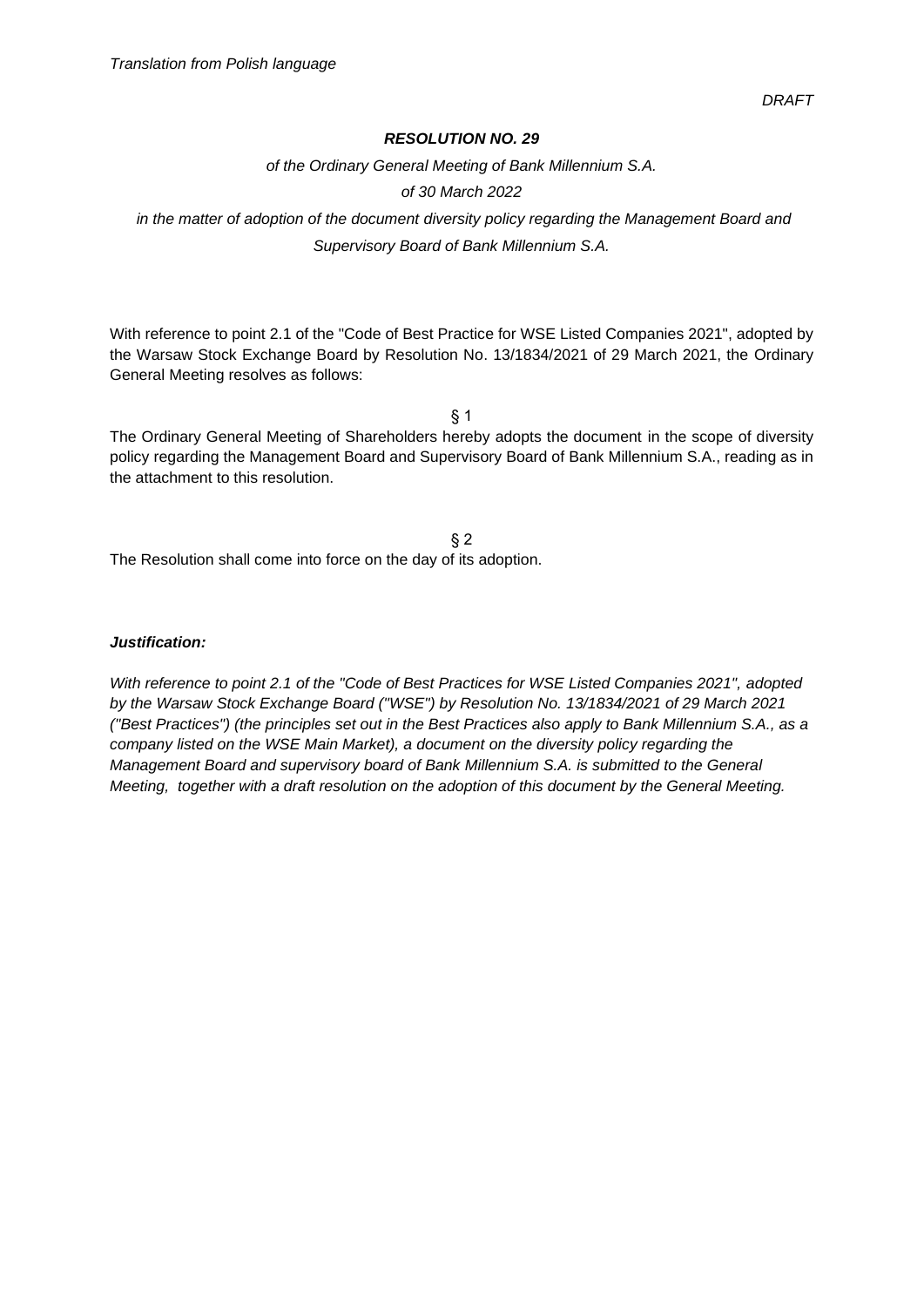*Translation from Polish language*

*DRAFT*

***RESOLUTION NO. 29***

*of the Ordinary General Meeting of Bank Millennium S.A.*

*of 30 March 2022*

*in the matter of adoption of the document diversity policy regarding the Management Board and Supervisory Board of Bank Millennium S.A.*

With reference to point 2.1 of the "Code of Best Practice for WSE Listed Companies 2021", adopted by the Warsaw Stock Exchange Board by Resolution No. 13/1834/2021 of 29 March 2021, the Ordinary General Meeting resolves as follows:

§ 1

The Ordinary General Meeting of Shareholders hereby adopts the document in the scope of diversity policy regarding the Management Board and Supervisory Board of Bank Millennium S.A., reading as in the attachment to this resolution.

§ 2

The Resolution shall come into force on the day of its adoption.

***Justification:***

*With reference to point 2.1 of the "Code of Best Practices for WSE Listed Companies 2021", adopted by the Warsaw Stock Exchange Board ("WSE") by Resolution No. 13/1834/2021 of 29 March 2021 ("Best Practices") (the principles set out in the Best Practices also apply to Bank Millennium S.A., as a company listed on the WSE Main Market), a document on the diversity policy regarding the Management Board and supervisory board of Bank Millennium S.A. is submitted to the General Meeting, together with a draft resolution on the adoption of this document by the General Meeting.*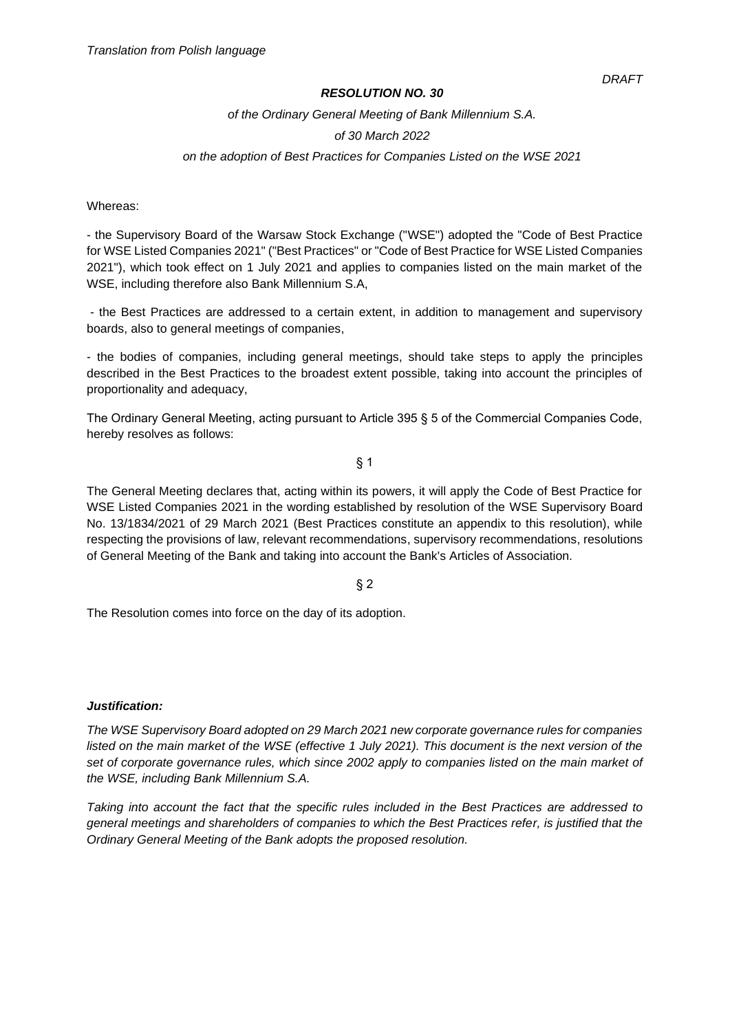*Translation from Polish language*

*DRAFT*

***RESOLUTION NO. 30***

*of the Ordinary General Meeting of Bank Millennium S.A.*

*of 30 March 2022*

*on the adoption of Best Practices for Companies Listed on the WSE 2021*

Whereas:

- the Supervisory Board of the Warsaw Stock Exchange ("WSE") adopted the "Code of Best Practice for WSE Listed Companies 2021" ("Best Practices" or "Code of Best Practice for WSE Listed Companies 2021"), which took effect on 1 July 2021 and applies to companies listed on the main market of the WSE, including therefore also Bank Millennium S.A,

- the Best Practices are addressed to a certain extent, in addition to management and supervisory boards, also to general meetings of companies,

- the bodies of companies, including general meetings, should take steps to apply the principles described in the Best Practices to the broadest extent possible, taking into account the principles of proportionality and adequacy,

The Ordinary General Meeting, acting pursuant to Article 395 § 5 of the Commercial Companies Code, hereby resolves as follows:

§ 1

The General Meeting declares that, acting within its powers, it will apply the Code of Best Practice for WSE Listed Companies 2021 in the wording established by resolution of the WSE Supervisory Board No. 13/1834/2021 of 29 March 2021 (Best Practices constitute an appendix to this resolution), while respecting the provisions of law, relevant recommendations, supervisory recommendations, resolutions of General Meeting of the Bank and taking into account the Bank's Articles of Association.

§ 2

The Resolution comes into force on the day of its adoption.

***Justification:***

*The WSE Supervisory Board adopted on 29 March 2021 new corporate governance rules for companies listed on the main market of the WSE (effective 1 July 2021). This document is the next version of the set of corporate governance rules, which since 2002 apply to companies listed on the main market of the WSE, including Bank Millennium S.A.*

*Taking into account the fact that the specific rules included in the Best Practices are addressed to general meetings and shareholders of companies to which the Best Practices refer, is justified that the Ordinary General Meeting of the Bank adopts the proposed resolution.*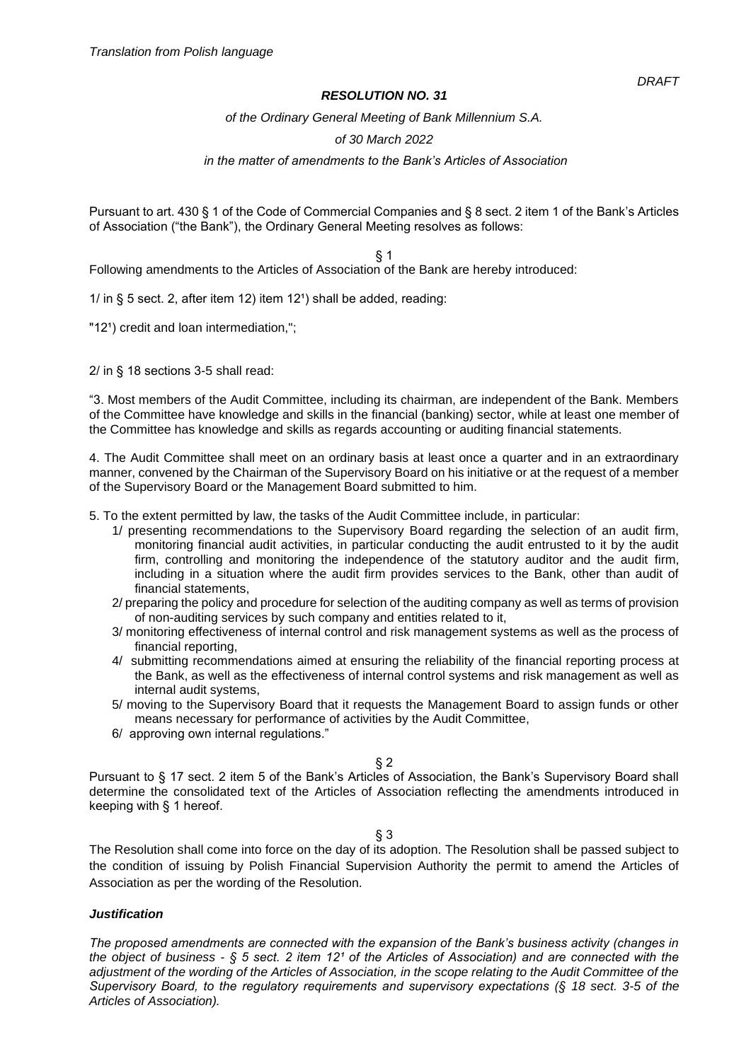*Translation from Polish language*

*DRAFT*

***RESOLUTION NO. 31***

*of the Ordinary General Meeting of Bank Millennium S.A.*

*of 30 March 2022*

*in the matter of amendments to the Bank's Articles of Association*

Pursuant to art. 430 § 1 of the Code of Commercial Companies and § 8 sect. 2 item 1 of the Bank's Articles of Association ("the Bank"), the Ordinary General Meeting resolves as follows:

§ 1

Following amendments to the Articles of Association of the Bank are hereby introduced:

1/ in § 5 sect. 2, after item 12) item 12[1]) shall be added, reading:

"12[1]) credit and loan intermediation,";

2/ in § 18 sections 3-5 shall read:

"3. Most members of the Audit Committee, including its chairman, are independent of the Bank. Members of the Committee have knowledge and skills in the financial (banking) sector, while at least one member of the Committee has knowledge and skills as regards accounting or auditing financial statements.

4. The Audit Committee shall meet on an ordinary basis at least once a quarter and in an extraordinary manner, convened by the Chairman of the Supervisory Board on his initiative or at the request of a member of the Supervisory Board or the Management Board submitted to him.

5. To the extent permitted by law, the tasks of the Audit Committee include, in particular:

1/ presenting recommendations to the Supervisory Board regarding the selection of an audit firm, monitoring financial audit activities, in particular conducting the audit entrusted to it by the audit firm, controlling and monitoring the independence of the statutory auditor and the audit firm, including in a situation where the audit firm provides services to the Bank, other than audit of financial statements,

2/ preparing the policy and procedure for selection of the auditing company as well as terms of provision of non-auditing services by such company and entities related to it,

3/ monitoring effectiveness of internal control and risk management systems as well as the process of financial reporting,

4/ submitting recommendations aimed at ensuring the reliability of the financial reporting process at the Bank, as well as the effectiveness of internal control systems and risk management as well as internal audit systems,

5/ moving to the Supervisory Board that it requests the Management Board to assign funds or other means necessary for performance of activities by the Audit Committee,

6/ approving own internal regulations."

§ 2

Pursuant to § 17 sect. 2 item 5 of the Bank's Articles of Association, the Bank's Supervisory Board shall determine the consolidated text of the Articles of Association reflecting the amendments introduced in keeping with § 1 hereof.

§ 3

The Resolution shall come into force on the day of its adoption. The Resolution shall be passed subject to the condition of issuing by Polish Financial Supervision Authority the permit to amend the Articles of Association as per the wording of the Resolution.

***Justification***

*The proposed amendments are connected with the expansion of the Bank's business activity (changes in the object of business - § 5 sect. 2 item 12[1] of the Articles of Association) and are connected with the adjustment of the wording of the Articles of Association, in the scope relating to the Audit Committee of the Supervisory Board, to the regulatory requirements and supervisory expectations (§ 18 sect. 3-5 of the Articles of Association).*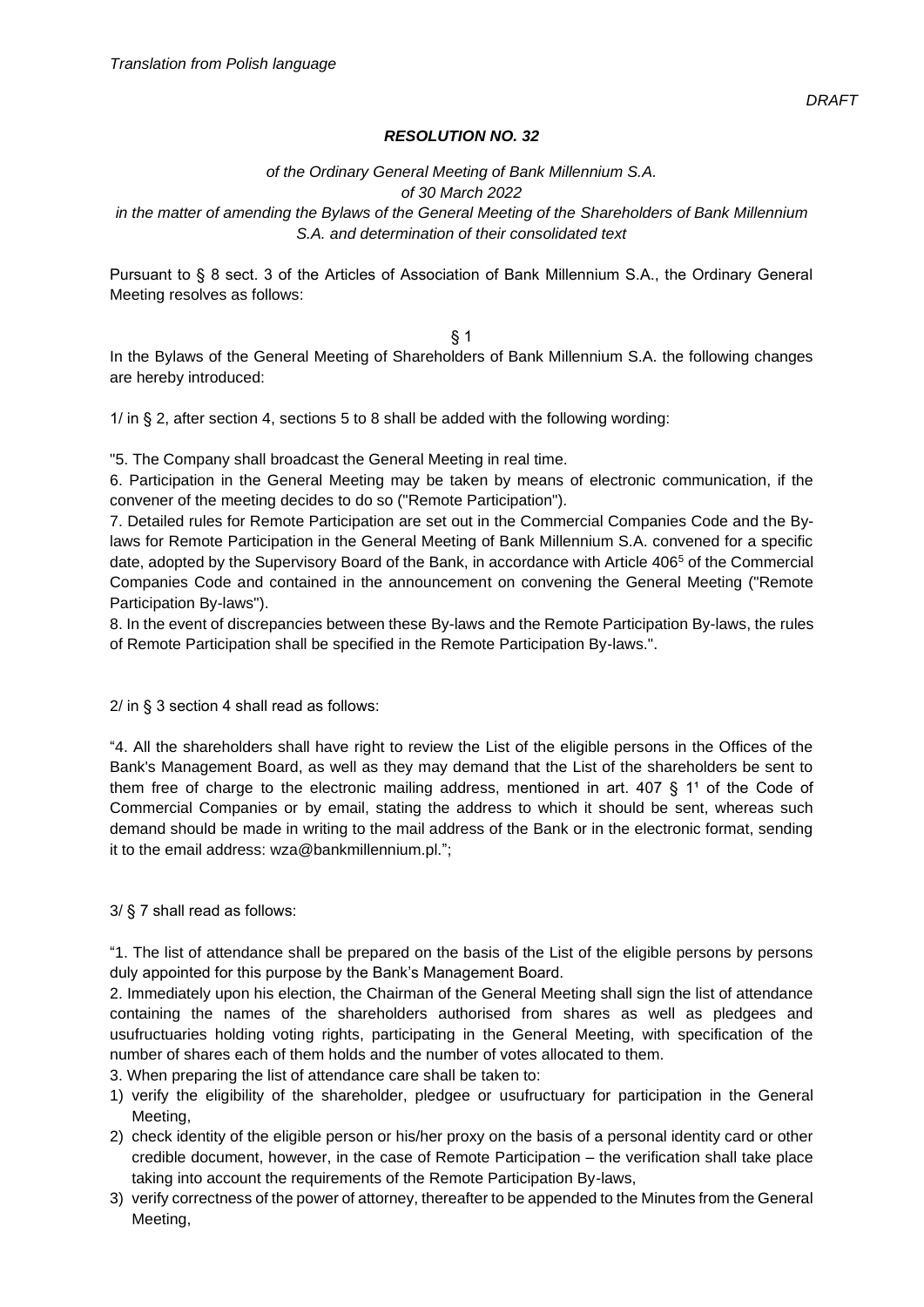*Translation from Polish language*

*DRAFT*

***RESOLUTION NO. 32***

*of the Ordinary General Meeting of Bank Millennium S.A.*
*of 30 March 2022*
*in the matter of amending the Bylaws of the General Meeting of the Shareholders of Bank Millennium S.A. and determination of their consolidated text*

Pursuant to § 8 sect. 3 of the Articles of Association of Bank Millennium S.A., the Ordinary General Meeting resolves as follows:

§ 1

In the Bylaws of the General Meeting of Shareholders of Bank Millennium S.A. the following changes are hereby introduced:

1/ in § 2, after section 4, sections 5 to 8 shall be added with the following wording:

"5. The Company shall broadcast the General Meeting in real time.

6. Participation in the General Meeting may be taken by means of electronic communication, if the convener of the meeting decides to do so ("Remote Participation").

7. Detailed rules for Remote Participation are set out in the Commercial Companies Code and the By-laws for Remote Participation in the General Meeting of Bank Millennium S.A. convened for a specific date, adopted by the Supervisory Board of the Bank, in accordance with Article $406^5$ of the Commercial Companies Code and contained in the announcement on convening the General Meeting ("Remote Participation By-laws").

8. In the event of discrepancies between these By-laws and the Remote Participation By-laws, the rules of Remote Participation shall be specified in the Remote Participation By-laws.".

2/ in § 3 section 4 shall read as follows:

"4. All the shareholders shall have right to review the List of the eligible persons in the Offices of the Bank's Management Board, as well as they may demand that the List of the shareholders be sent to them free of charge to the electronic mailing address, mentioned in art. 407 § $1^1$ of the Code of Commercial Companies or by email, stating the address to which it should be sent, whereas such demand should be made in writing to the mail address of the Bank or in the electronic format, sending it to the email address: wza@bankmillennium.pl.";

3/ § 7 shall read as follows:

"1. The list of attendance shall be prepared on the basis of the List of the eligible persons by persons duly appointed for this purpose by the Bank's Management Board.

2. Immediately upon his election, the Chairman of the General Meeting shall sign the list of attendance containing the names of the shareholders authorised from shares as well as pledgees and usufructuaries holding voting rights, participating in the General Meeting, with specification of the number of shares each of them holds and the number of votes allocated to them.

3. When preparing the list of attendance care shall be taken to:

1) verify the eligibility of the shareholder, pledgee or usufructuary for participation in the General Meeting,
2) check identity of the eligible person or his/her proxy on the basis of a personal identity card or other credible document, however, in the case of Remote Participation – the verification shall take place taking into account the requirements of the Remote Participation By-laws,
3) verify correctness of the power of attorney, thereafter to be appended to the Minutes from the General Meeting,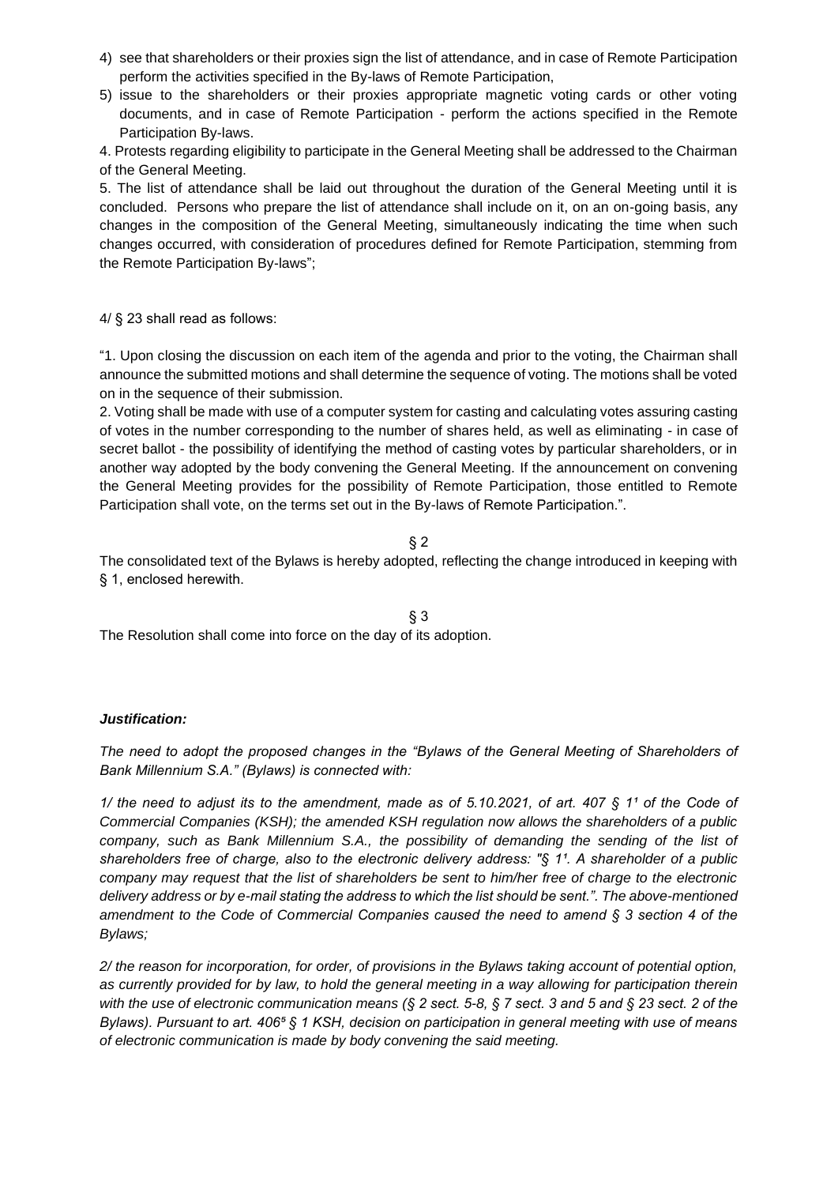4) see that shareholders or their proxies sign the list of attendance, and in case of Remote Participation perform the activities specified in the By-laws of Remote Participation,
5) issue to the shareholders or their proxies appropriate magnetic voting cards or other voting documents, and in case of Remote Participation - perform the actions specified in the Remote Participation By-laws.

4. Protests regarding eligibility to participate in the General Meeting shall be addressed to the Chairman of the General Meeting.

5. The list of attendance shall be laid out throughout the duration of the General Meeting until it is concluded. Persons who prepare the list of attendance shall include on it, on an on-going basis, any changes in the composition of the General Meeting, simultaneously indicating the time when such changes occurred, with consideration of procedures defined for Remote Participation, stemming from the Remote Participation By-laws";

4/ § 23 shall read as follows:

"1. Upon closing the discussion on each item of the agenda and prior to the voting, the Chairman shall announce the submitted motions and shall determine the sequence of voting. The motions shall be voted on in the sequence of their submission.

2. Voting shall be made with use of a computer system for casting and calculating votes assuring casting of votes in the number corresponding to the number of shares held, as well as eliminating - in case of secret ballot - the possibility of identifying the method of casting votes by particular shareholders, or in another way adopted by the body convening the General Meeting. If the announcement on convening the General Meeting provides for the possibility of Remote Participation, those entitled to Remote Participation shall vote, on the terms set out in the By-laws of Remote Participation.".

§ 2

The consolidated text of the Bylaws is hereby adopted, reflecting the change introduced in keeping with § 1, enclosed herewith.

§ 3

The Resolution shall come into force on the day of its adoption.

***Justification:***

*The need to adopt the proposed changes in the "Bylaws of the General Meeting of Shareholders of Bank Millennium S.A." (Bylaws) is connected with:*

*1/ the need to adjust its to the amendment, made as of 5.10.2021, of art. 407 § 1[1] of the Code of Commercial Companies (KSH); the amended KSH regulation now allows the shareholders of a public company, such as Bank Millennium S.A., the possibility of demanding the sending of the list of shareholders free of charge, also to the electronic delivery address: "§ 1[1]. A shareholder of a public company may request that the list of shareholders be sent to him/her free of charge to the electronic delivery address or by e-mail stating the address to which the list should be sent.". The above-mentioned amendment to the Code of Commercial Companies caused the need to amend § 3 section 4 of the Bylaws;*

*2/ the reason for incorporation, for order, of provisions in the Bylaws taking account of potential option, as currently provided for by law, to hold the general meeting in a way allowing for participation therein with the use of electronic communication means (§ 2 sect. 5-8, § 7 sect. 3 and 5 and § 23 sect. 2 of the Bylaws). Pursuant to art. 406[5] § 1 KSH, decision on participation in general meeting with use of means of electronic communication is made by body convening the said meeting.*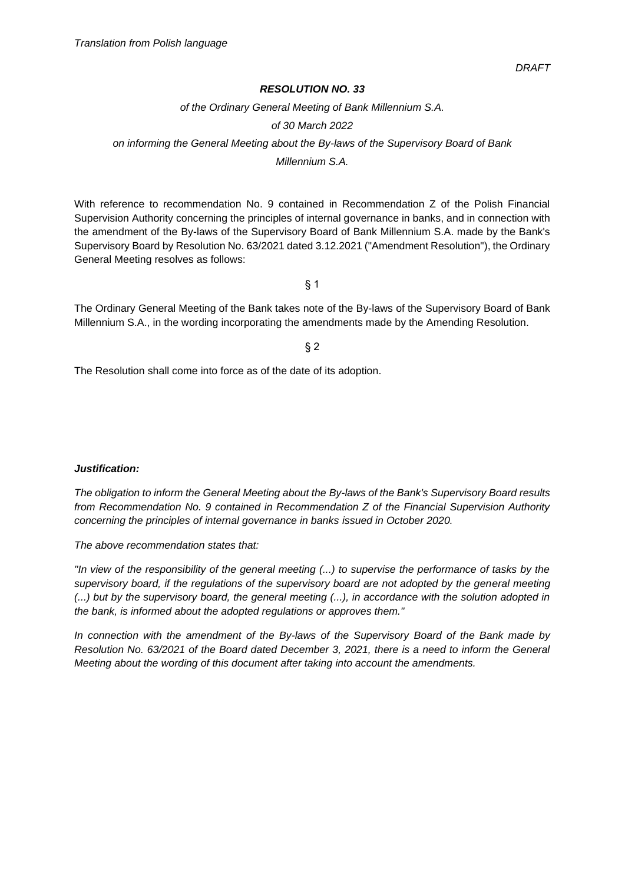*Translation from Polish language*

*DRAFT*

***RESOLUTION NO. 33***

*of the Ordinary General Meeting of Bank Millennium S.A.*

*of 30 March 2022*

*on informing the General Meeting about the By-laws of the Supervisory Board of Bank Millennium S.A.*

With reference to recommendation No. 9 contained in Recommendation Z of the Polish Financial Supervision Authority concerning the principles of internal governance in banks, and in connection with the amendment of the By-laws of the Supervisory Board of Bank Millennium S.A. made by the Bank's Supervisory Board by Resolution No. 63/2021 dated 3.12.2021 ("Amendment Resolution"), the Ordinary General Meeting resolves as follows:

§ 1

The Ordinary General Meeting of the Bank takes note of the By-laws of the Supervisory Board of Bank Millennium S.A., in the wording incorporating the amendments made by the Amending Resolution.

§ 2

The Resolution shall come into force as of the date of its adoption.

***Justification:***

*The obligation to inform the General Meeting about the By-laws of the Bank's Supervisory Board results from Recommendation No. 9 contained in Recommendation Z of the Financial Supervision Authority concerning the principles of internal governance in banks issued in October 2020.*

*The above recommendation states that:*

*"In view of the responsibility of the general meeting (...) to supervise the performance of tasks by the supervisory board, if the regulations of the supervisory board are not adopted by the general meeting (...) but by the supervisory board, the general meeting (...), in accordance with the solution adopted in the bank, is informed about the adopted regulations or approves them."*

*In connection with the amendment of the By-laws of the Supervisory Board of the Bank made by Resolution No. 63/2021 of the Board dated December 3, 2021, there is a need to inform the General Meeting about the wording of this document after taking into account the amendments.*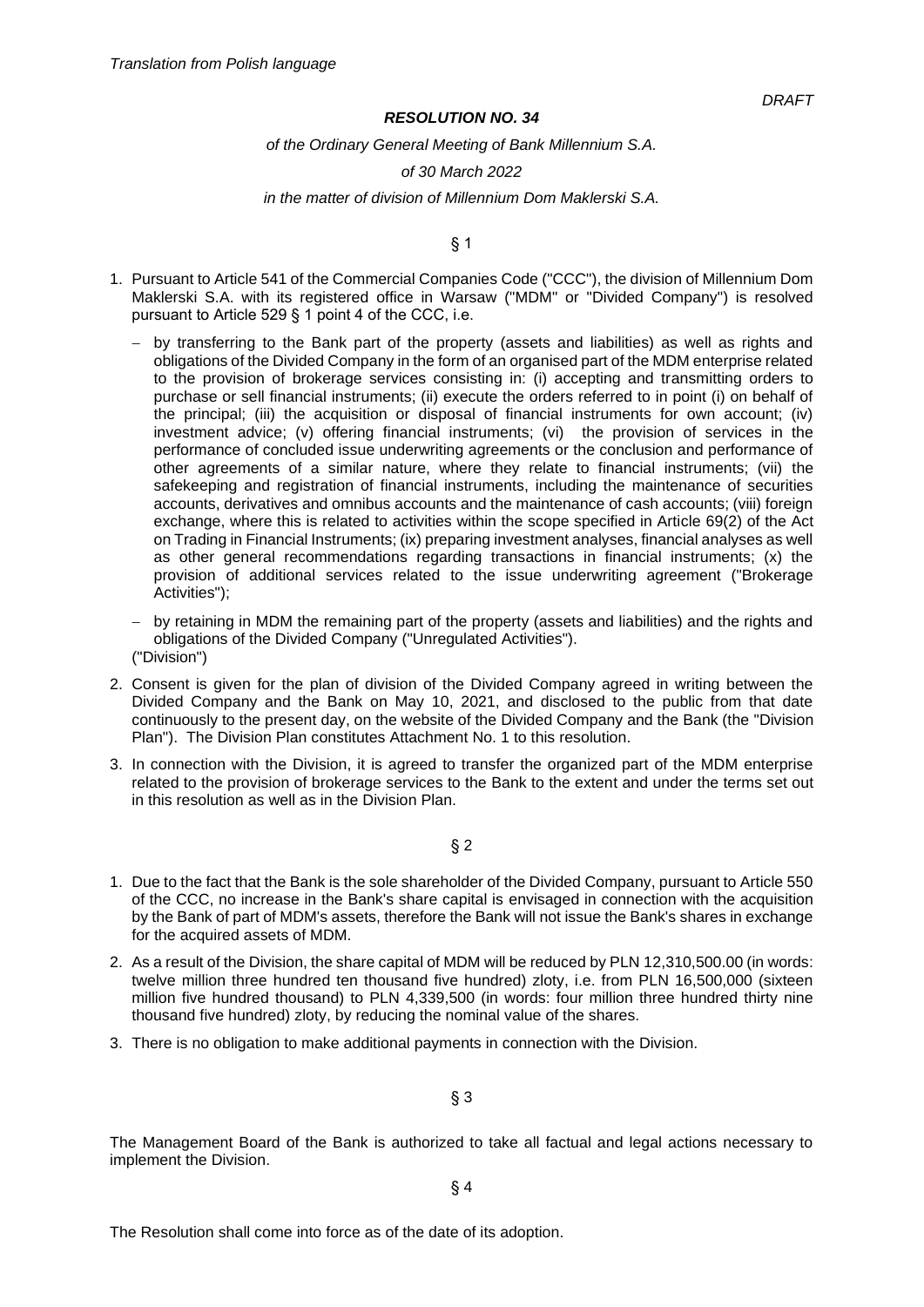*Translation from Polish language*

*DRAFT*

***RESOLUTION NO. 34***

*of the Ordinary General Meeting of Bank Millennium S.A.*

*of 30 March 2022*

*in the matter of division of Millennium Dom Maklerski S.A.*

§ 1

1. Pursuant to Article 541 of the Commercial Companies Code ("CCC"), the division of Millennium Dom Maklerski S.A. with its registered office in Warsaw ("MDM" or "Divided Company") is resolved pursuant to Article 529 § 1 point 4 of the CCC, i.e.

   - by transferring to the Bank part of the property (assets and liabilities) as well as rights and obligations of the Divided Company in the form of an organised part of the MDM enterprise related to the provision of brokerage services consisting in: (i) accepting and transmitting orders to purchase or sell financial instruments; (ii) execute the orders referred to in point (i) on behalf of the principal; (iii) the acquisition or disposal of financial instruments for own account; (iv) investment advice; (v) offering financial instruments; (vi) the provision of services in the performance of concluded issue underwriting agreements or the conclusion and performance of other agreements of a similar nature, where they relate to financial instruments; (vii) the safekeeping and registration of financial instruments, including the maintenance of securities accounts, derivatives and omnibus accounts and the maintenance of cash accounts; (viii) foreign exchange, where this is related to activities within the scope specified in Article 69(2) of the Act on Trading in Financial Instruments; (ix) preparing investment analyses, financial analyses as well as other general recommendations regarding transactions in financial instruments; (x) the provision of additional services related to the issue underwriting agreement ("Brokerage Activities");
   - by retaining in MDM the remaining part of the property (assets and liabilities) and the rights and obligations of the Divided Company ("Unregulated Activities").

   ("Division")

2. Consent is given for the plan of division of the Divided Company agreed in writing between the Divided Company and the Bank on May 10, 2021, and disclosed to the public from that date continuously to the present day, on the website of the Divided Company and the Bank (the "Division Plan"). The Division Plan constitutes Attachment No. 1 to this resolution.
3. In connection with the Division, it is agreed to transfer the organized part of the MDM enterprise related to the provision of brokerage services to the Bank to the extent and under the terms set out in this resolution as well as in the Division Plan.

§ 2

1. Due to the fact that the Bank is the sole shareholder of the Divided Company, pursuant to Article 550 of the CCC, no increase in the Bank's share capital is envisaged in connection with the acquisition by the Bank of part of MDM's assets, therefore the Bank will not issue the Bank's shares in exchange for the acquired assets of MDM.
2. As a result of the Division, the share capital of MDM will be reduced by PLN 12,310,500.00 (in words: twelve million three hundred ten thousand five hundred) zloty, i.e. from PLN 16,500,000 (sixteen million five hundred thousand) to PLN 4,339,500 (in words: four million three hundred thirty nine thousand five hundred) zloty, by reducing the nominal value of the shares.
3. There is no obligation to make additional payments in connection with the Division.

§ 3

The Management Board of the Bank is authorized to take all factual and legal actions necessary to implement the Division.

§ 4

The Resolution shall come into force as of the date of its adoption.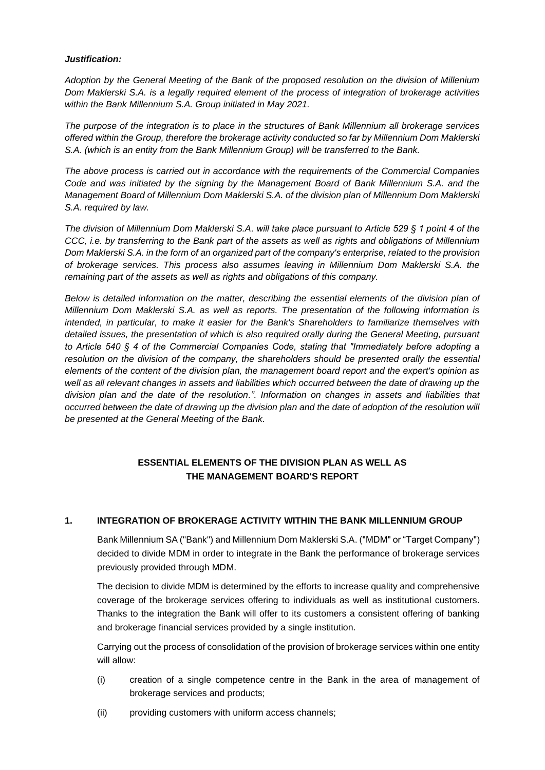***Justification:***

*Adoption by the General Meeting of the Bank of the proposed resolution on the division of Millenium Dom Maklerski S.A. is a legally required element of the process of integration of brokerage activities within the Bank Millennium S.A. Group initiated in May 2021.*

*The purpose of the integration is to place in the structures of Bank Millennium all brokerage services offered within the Group, therefore the brokerage activity conducted so far by Millennium Dom Maklerski S.A. (which is an entity from the Bank Millennium Group) will be transferred to the Bank.*

*The above process is carried out in accordance with the requirements of the Commercial Companies Code and was initiated by the signing by the Management Board of Bank Millennium S.A. and the Management Board of Millennium Dom Maklerski S.A. of the division plan of Millennium Dom Maklerski S.A. required by law.*

*The division of Millennium Dom Maklerski S.A. will take place pursuant to Article 529 § 1 point 4 of the CCC, i.e. by transferring to the Bank part of the assets as well as rights and obligations of Millennium Dom Maklerski S.A. in the form of an organized part of the company's enterprise, related to the provision of brokerage services. This process also assumes leaving in Millennium Dom Maklerski S.A. the remaining part of the assets as well as rights and obligations of this company.*

*Below is detailed information on the matter, describing the essential elements of the division plan of Millennium Dom Maklerski S.A. as well as reports. The presentation of the following information is intended, in particular, to make it easier for the Bank's Shareholders to familiarize themselves with detailed issues, the presentation of which is also required orally during the General Meeting, pursuant to Article 540 § 4 of the Commercial Companies Code, stating that "Immediately before adopting a resolution on the division of the company, the shareholders should be presented orally the essential elements of the content of the division plan, the management board report and the expert's opinion as well as all relevant changes in assets and liabilities which occurred between the date of drawing up the division plan and the date of the resolution.". Information on changes in assets and liabilities that occurred between the date of drawing up the division plan and the date of adoption of the resolution will be presented at the General Meeting of the Bank.*

## ESSENTIAL ELEMENTS OF THE DIVISION PLAN AS WELL AS THE MANAGEMENT BOARD'S REPORT

### 1. INTEGRATION OF BROKERAGE ACTIVITY WITHIN THE BANK MILLENNIUM GROUP

Bank Millennium SA ("Bank") and Millennium Dom Maklerski S.A. ("MDM" or "Target Company") decided to divide MDM in order to integrate in the Bank the performance of brokerage services previously provided through MDM.

The decision to divide MDM is determined by the efforts to increase quality and comprehensive coverage of the brokerage services offering to individuals as well as institutional customers. Thanks to the integration the Bank will offer to its customers a consistent offering of banking and brokerage financial services provided by a single institution.

Carrying out the process of consolidation of the provision of brokerage services within one entity will allow:

(i) creation of a single competence centre in the Bank in the area of management of brokerage services and products;

(ii) providing customers with uniform access channels;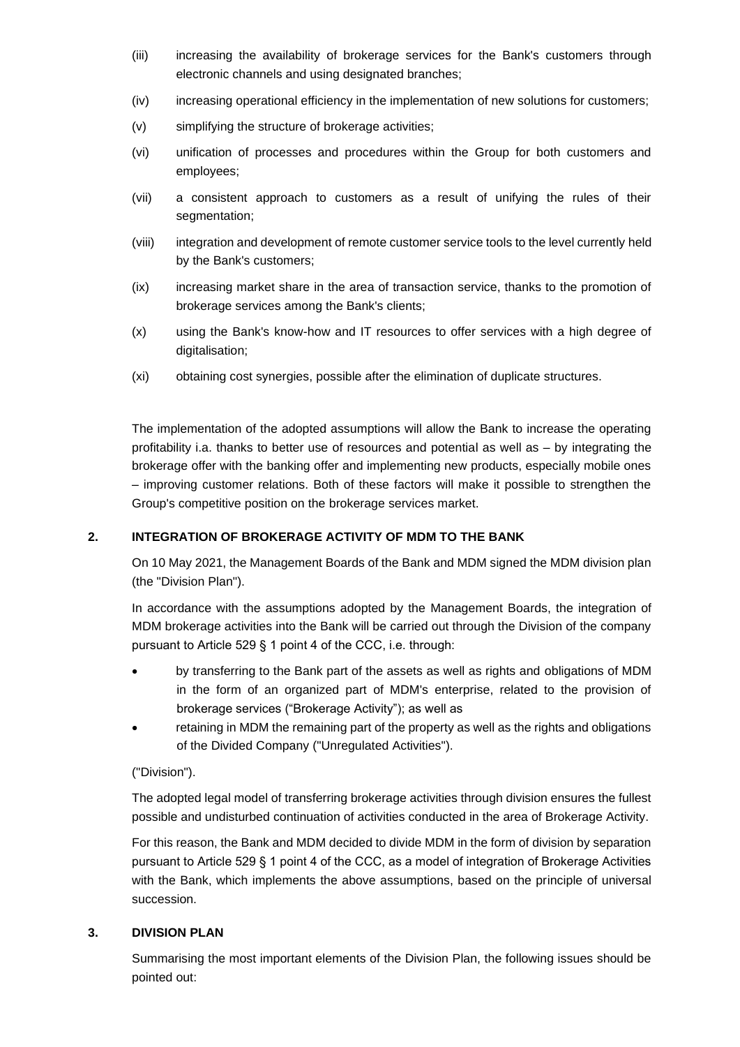(iii) increasing the availability of brokerage services for the Bank's customers through electronic channels and using designated branches;

(iv) increasing operational efficiency in the implementation of new solutions for customers;

(v) simplifying the structure of brokerage activities;

(vi) unification of processes and procedures within the Group for both customers and employees;

(vii) a consistent approach to customers as a result of unifying the rules of their segmentation;

(viii) integration and development of remote customer service tools to the level currently held by the Bank's customers;

(ix) increasing market share in the area of transaction service, thanks to the promotion of brokerage services among the Bank's clients;

(x) using the Bank's know-how and IT resources to offer services with a high degree of digitalisation;

(xi) obtaining cost synergies, possible after the elimination of duplicate structures.

The implementation of the adopted assumptions will allow the Bank to increase the operating profitability i.a. thanks to better use of resources and potential as well as – by integrating the brokerage offer with the banking offer and implementing new products, especially mobile ones – improving customer relations. Both of these factors will make it possible to strengthen the Group's competitive position on the brokerage services market.

## 2. INTEGRATION OF BROKERAGE ACTIVITY OF MDM TO THE BANK

On 10 May 2021, the Management Boards of the Bank and MDM signed the MDM division plan (the "Division Plan").

In accordance with the assumptions adopted by the Management Boards, the integration of MDM brokerage activities into the Bank will be carried out through the Division of the company pursuant to Article 529 § 1 point 4 of the CCC, i.e. through:

- by transferring to the Bank part of the assets as well as rights and obligations of MDM in the form of an organized part of MDM's enterprise, related to the provision of brokerage services ("Brokerage Activity"); as well as
- retaining in MDM the remaining part of the property as well as the rights and obligations of the Divided Company ("Unregulated Activities").

("Division").

The adopted legal model of transferring brokerage activities through division ensures the fullest possible and undisturbed continuation of activities conducted in the area of Brokerage Activity.

For this reason, the Bank and MDM decided to divide MDM in the form of division by separation pursuant to Article 529 § 1 point 4 of the CCC, as a model of integration of Brokerage Activities with the Bank, which implements the above assumptions, based on the principle of universal succession.

## 3. DIVISION PLAN

Summarising the most important elements of the Division Plan, the following issues should be pointed out: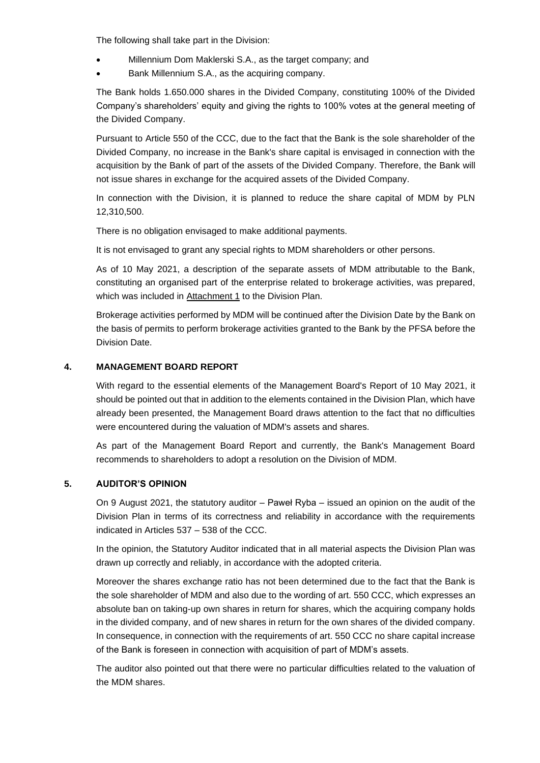The following shall take part in the Division:

- Millennium Dom Maklerski S.A., as the target company; and
- Bank Millennium S.A., as the acquiring company.

The Bank holds 1.650.000 shares in the Divided Company, constituting 100% of the Divided Company's shareholders' equity and giving the rights to 100% votes at the general meeting of the Divided Company.

Pursuant to Article 550 of the CCC, due to the fact that the Bank is the sole shareholder of the Divided Company, no increase in the Bank's share capital is envisaged in connection with the acquisition by the Bank of part of the assets of the Divided Company. Therefore, the Bank will not issue shares in exchange for the acquired assets of the Divided Company.

In connection with the Division, it is planned to reduce the share capital of MDM by PLN 12,310,500.

There is no obligation envisaged to make additional payments.

It is not envisaged to grant any special rights to MDM shareholders or other persons.

As of 10 May 2021, a description of the separate assets of MDM attributable to the Bank, constituting an organised part of the enterprise related to brokerage activities, was prepared, which was included in Attachment 1 to the Division Plan.

Brokerage activities performed by MDM will be continued after the Division Date by the Bank on the basis of permits to perform brokerage activities granted to the Bank by the PFSA before the Division Date.

## 4. MANAGEMENT BOARD REPORT

With regard to the essential elements of the Management Board's Report of 10 May 2021, it should be pointed out that in addition to the elements contained in the Division Plan, which have already been presented, the Management Board draws attention to the fact that no difficulties were encountered during the valuation of MDM's assets and shares.

As part of the Management Board Report and currently, the Bank's Management Board recommends to shareholders to adopt a resolution on the Division of MDM.

## 5. AUDITOR'S OPINION

On 9 August 2021, the statutory auditor – Paweł Ryba – issued an opinion on the audit of the Division Plan in terms of its correctness and reliability in accordance with the requirements indicated in Articles 537 – 538 of the CCC.

In the opinion, the Statutory Auditor indicated that in all material aspects the Division Plan was drawn up correctly and reliably, in accordance with the adopted criteria.

Moreover the shares exchange ratio has not been determined due to the fact that the Bank is the sole shareholder of MDM and also due to the wording of art. 550 CCC, which expresses an absolute ban on taking-up own shares in return for shares, which the acquiring company holds in the divided company, and of new shares in return for the own shares of the divided company. In consequence, in connection with the requirements of art. 550 CCC no share capital increase of the Bank is foreseen in connection with acquisition of part of MDM's assets.

The auditor also pointed out that there were no particular difficulties related to the valuation of the MDM shares.